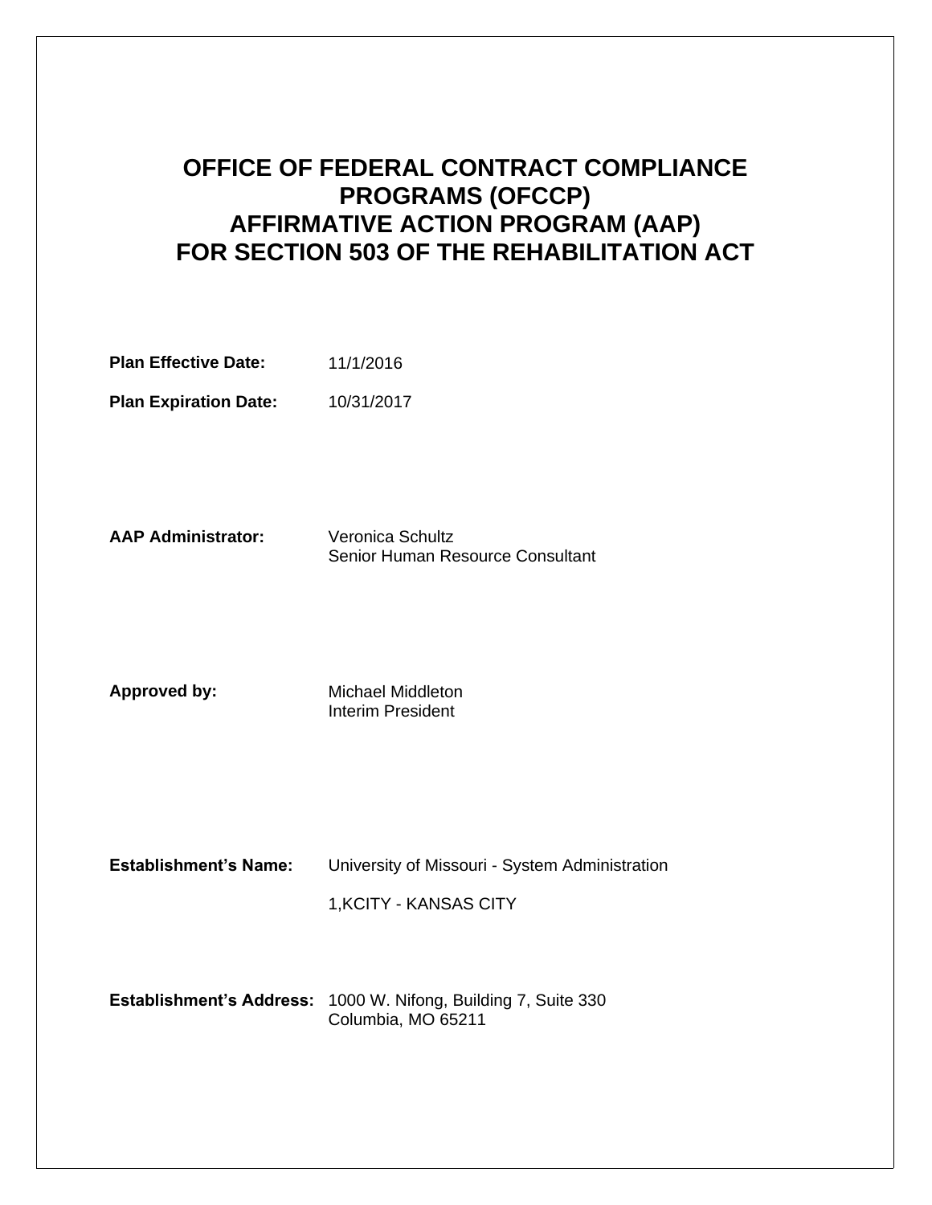# OFFICE OF FEDERAL CONTRACT COMPLIANCE PROGRAMS (OFCCP) AFFIRMATIVE ACTION PROGRAM (AAP) FOR SECTION 503 OF THE REHABILITATION ACT

**Plan Effective Date:** 11/1/2016

**Plan Expiration Date:** 10/31/2017

**AAP Administrator:** Veronica Schultz
Senior Human Resource Consultant

**Approved by:** Michael Middleton
Interim President

**Establishment's Name:** University of Missouri - System Administration

1,KCITY - KANSAS CITY

**Establishment's Address:** 1000 W. Nifong, Building 7, Suite 330
Columbia, MO 65211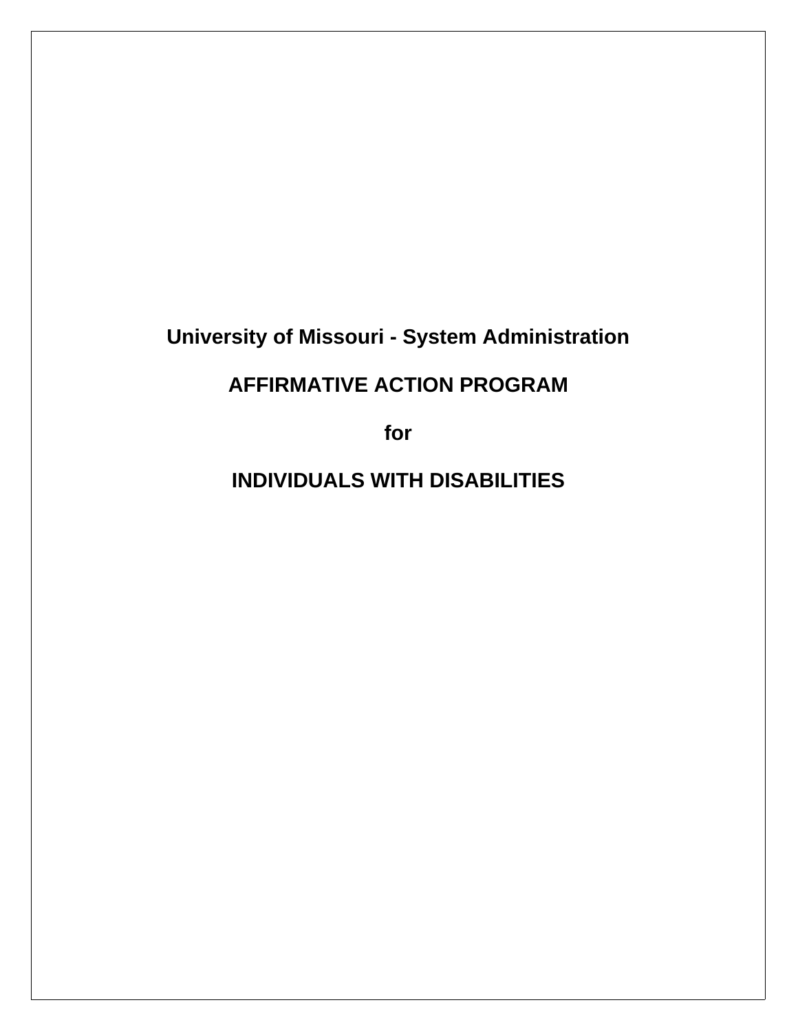# University of Missouri - System Administration

# AFFIRMATIVE ACTION PROGRAM

# for

# INDIVIDUALS WITH DISABILITIES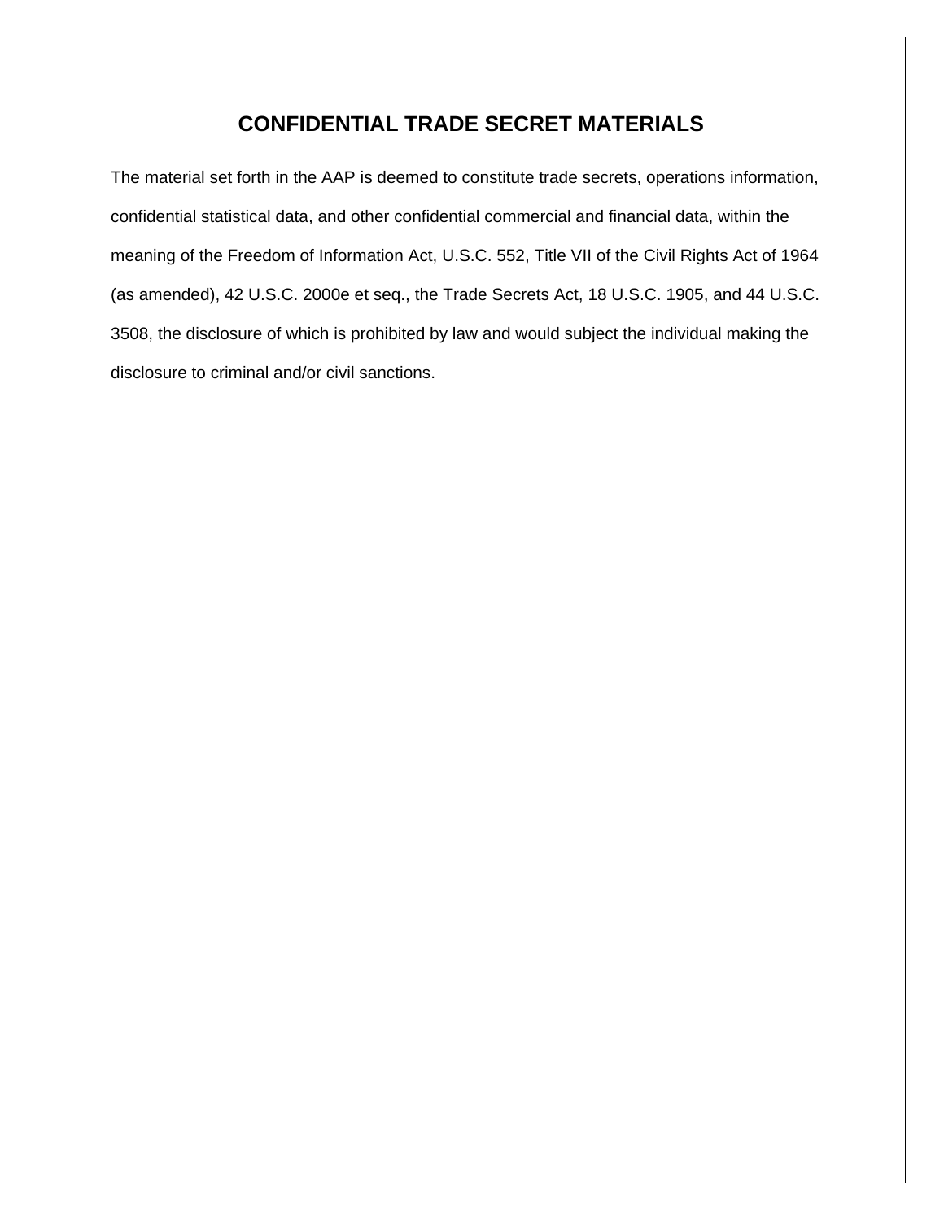# CONFIDENTIAL TRADE SECRET MATERIALS

The material set forth in the AAP is deemed to constitute trade secrets, operations information, confidential statistical data, and other confidential commercial and financial data, within the meaning of the Freedom of Information Act, U.S.C. 552, Title VII of the Civil Rights Act of 1964 (as amended), 42 U.S.C. 2000e et seq., the Trade Secrets Act, 18 U.S.C. 1905, and 44 U.S.C. 3508, the disclosure of which is prohibited by law and would subject the individual making the disclosure to criminal and/or civil sanctions.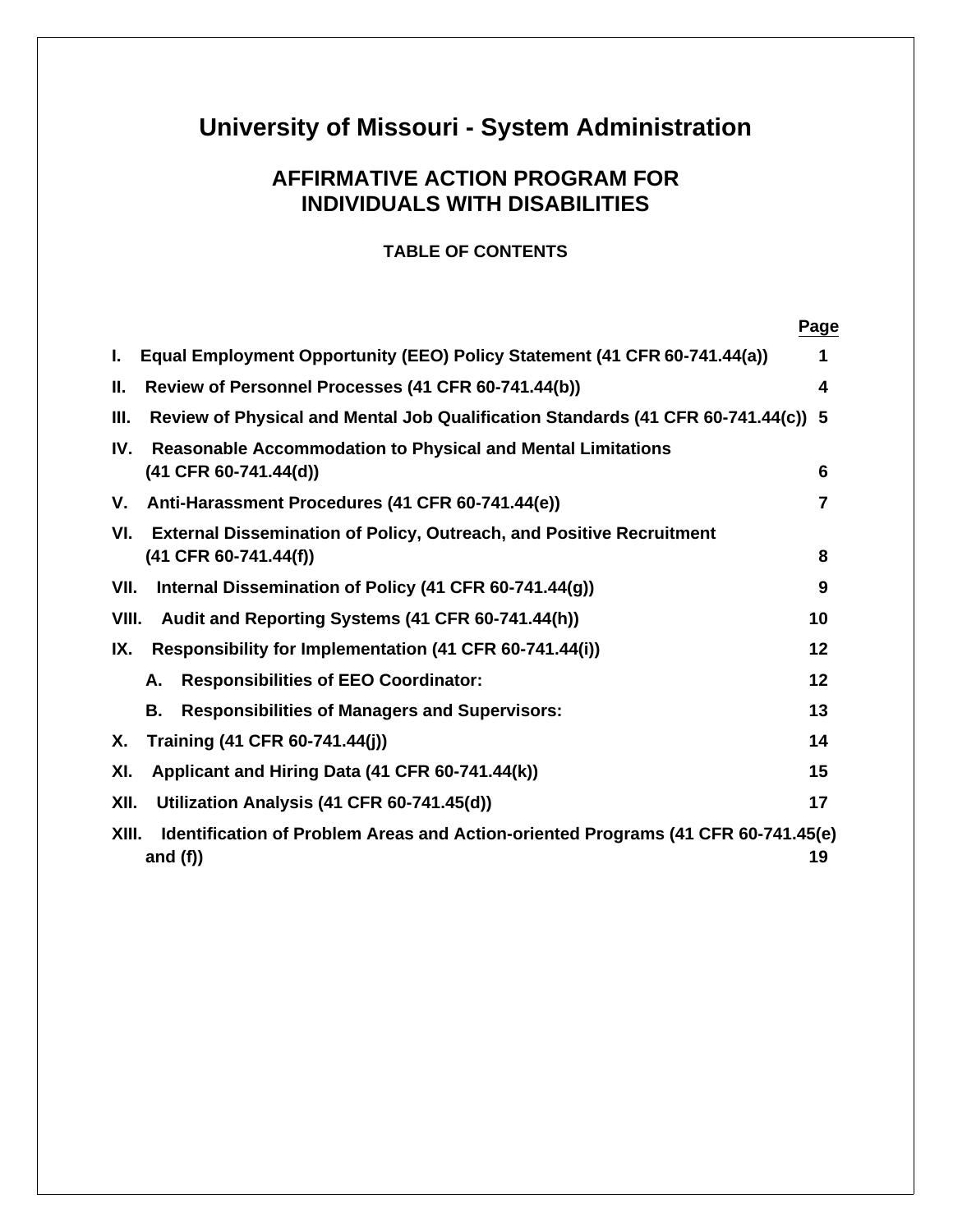# University of Missouri - System Administration

## AFFIRMATIVE ACTION PROGRAM FOR INDIVIDUALS WITH DISABILITIES

### TABLE OF CONTENTS

| | Page |
|---|---|
| I. Equal Employment Opportunity (EEO) Policy Statement (41 CFR 60-741.44(a)) | 1 |
| II. Review of Personnel Processes (41 CFR 60-741.44(b)) | 4 |
| III. Review of Physical and Mental Job Qualification Standards (41 CFR 60-741.44(c)) | 5 |
| IV. Reasonable Accommodation to Physical and Mental Limitations (41 CFR 60-741.44(d)) | 6 |
| V. Anti-Harassment Procedures (41 CFR 60-741.44(e)) | 7 |
| VI. External Dissemination of Policy, Outreach, and Positive Recruitment (41 CFR 60-741.44(f)) | 8 |
| VII. Internal Dissemination of Policy (41 CFR 60-741.44(g)) | 9 |
| VIII. Audit and Reporting Systems (41 CFR 60-741.44(h)) | 10 |
| IX. Responsibility for Implementation (41 CFR 60-741.44(i)) | 12 |
| A. Responsibilities of EEO Coordinator: | 12 |
| B. Responsibilities of Managers and Supervisors: | 13 |
| X. Training (41 CFR 60-741.44(j)) | 14 |
| XI. Applicant and Hiring Data (41 CFR 60-741.44(k)) | 15 |
| XII. Utilization Analysis (41 CFR 60-741.45(d)) | 17 |
| XIII. Identification of Problem Areas and Action-oriented Programs (41 CFR 60-741.45(e) and (f)) | 19 |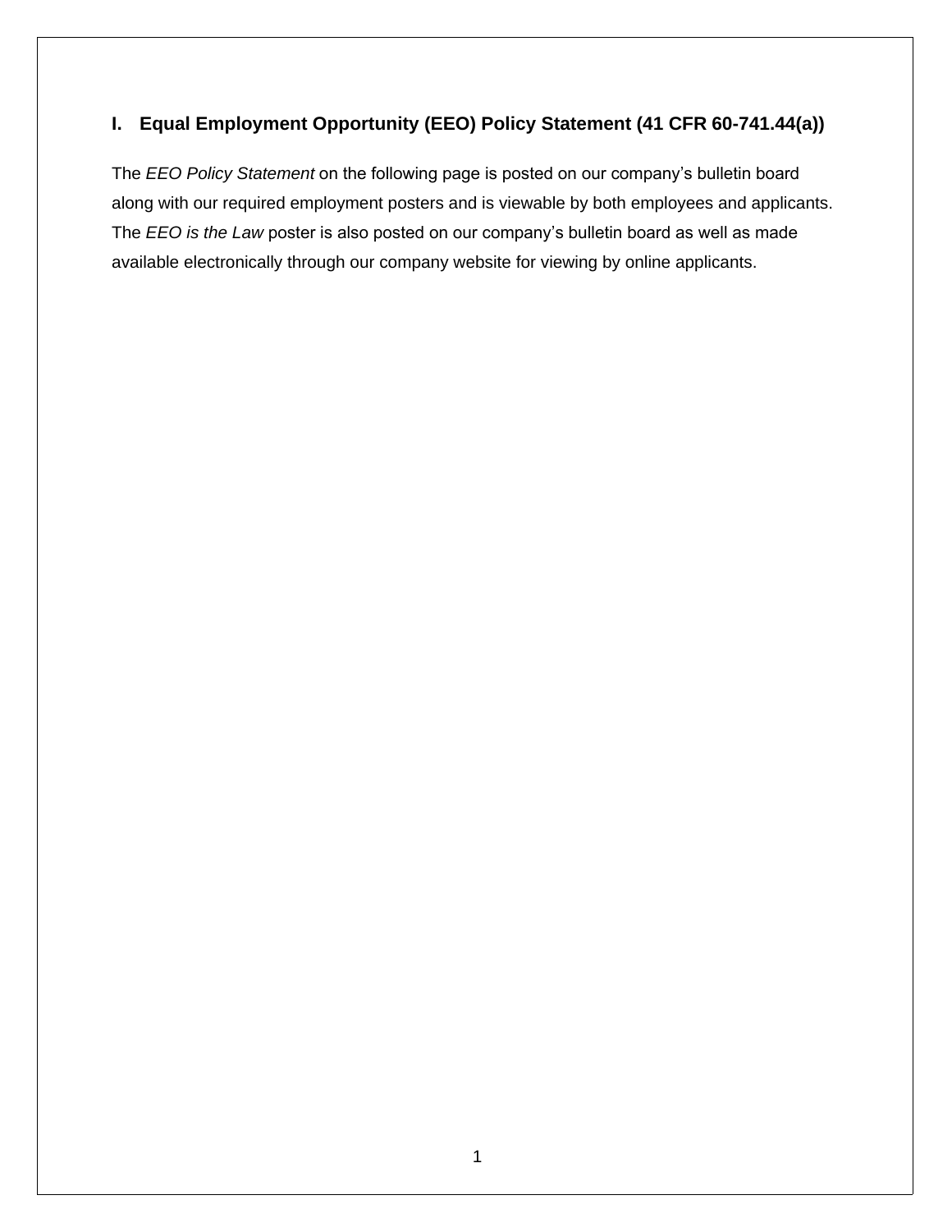## I. Equal Employment Opportunity (EEO) Policy Statement (41 CFR 60-741.44(a))

The *EEO Policy Statement* on the following page is posted on our company's bulletin board along with our required employment posters and is viewable by both employees and applicants. The *EEO is the Law* poster is also posted on our company's bulletin board as well as made available electronically through our company website for viewing by online applicants.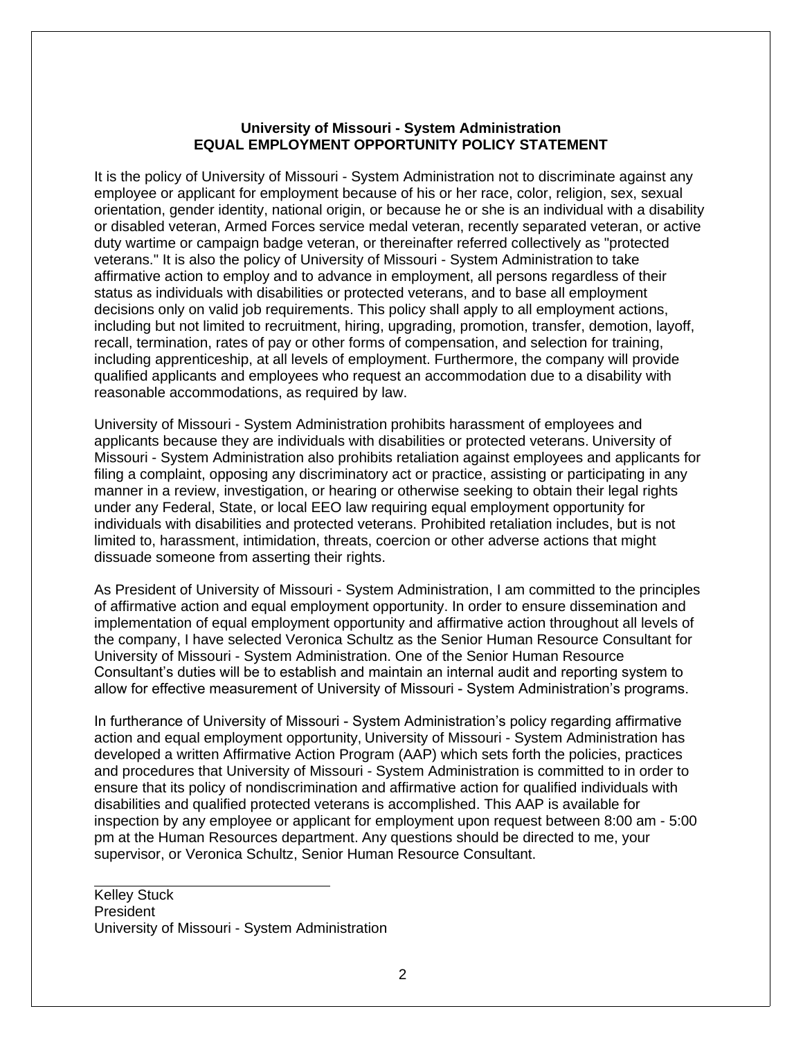**University of Missouri - System Administration**
**EQUAL EMPLOYMENT OPPORTUNITY POLICY STATEMENT**

It is the policy of University of Missouri - System Administration not to discriminate against any employee or applicant for employment because of his or her race, color, religion, sex, sexual orientation, gender identity, national origin, or because he or she is an individual with a disability or disabled veteran, Armed Forces service medal veteran, recently separated veteran, or active duty wartime or campaign badge veteran, or thereinafter referred collectively as "protected veterans." It is also the policy of University of Missouri - System Administration to take affirmative action to employ and to advance in employment, all persons regardless of their status as individuals with disabilities or protected veterans, and to base all employment decisions only on valid job requirements. This policy shall apply to all employment actions, including but not limited to recruitment, hiring, upgrading, promotion, transfer, demotion, layoff, recall, termination, rates of pay or other forms of compensation, and selection for training, including apprenticeship, at all levels of employment. Furthermore, the company will provide qualified applicants and employees who request an accommodation due to a disability with reasonable accommodations, as required by law.

University of Missouri - System Administration prohibits harassment of employees and applicants because they are individuals with disabilities or protected veterans. University of Missouri - System Administration also prohibits retaliation against employees and applicants for filing a complaint, opposing any discriminatory act or practice, assisting or participating in any manner in a review, investigation, or hearing or otherwise seeking to obtain their legal rights under any Federal, State, or local EEO law requiring equal employment opportunity for individuals with disabilities and protected veterans. Prohibited retaliation includes, but is not limited to, harassment, intimidation, threats, coercion or other adverse actions that might dissuade someone from asserting their rights.

As President of University of Missouri - System Administration, I am committed to the principles of affirmative action and equal employment opportunity. In order to ensure dissemination and implementation of equal employment opportunity and affirmative action throughout all levels of the company, I have selected Veronica Schultz as the Senior Human Resource Consultant for University of Missouri - System Administration. One of the Senior Human Resource Consultant's duties will be to establish and maintain an internal audit and reporting system to allow for effective measurement of University of Missouri - System Administration's programs.

In furtherance of University of Missouri - System Administration's policy regarding affirmative action and equal employment opportunity, University of Missouri - System Administration has developed a written Affirmative Action Program (AAP) which sets forth the policies, practices and procedures that University of Missouri - System Administration is committed to in order to ensure that its policy of nondiscrimination and affirmative action for qualified individuals with disabilities and qualified protected veterans is accomplished. This AAP is available for inspection by any employee or applicant for employment upon request between 8:00 am - 5:00 pm at the Human Resources department. Any questions should be directed to me, your supervisor, or Veronica Schultz, Senior Human Resource Consultant.

Kelley Stuck
President
University of Missouri - System Administration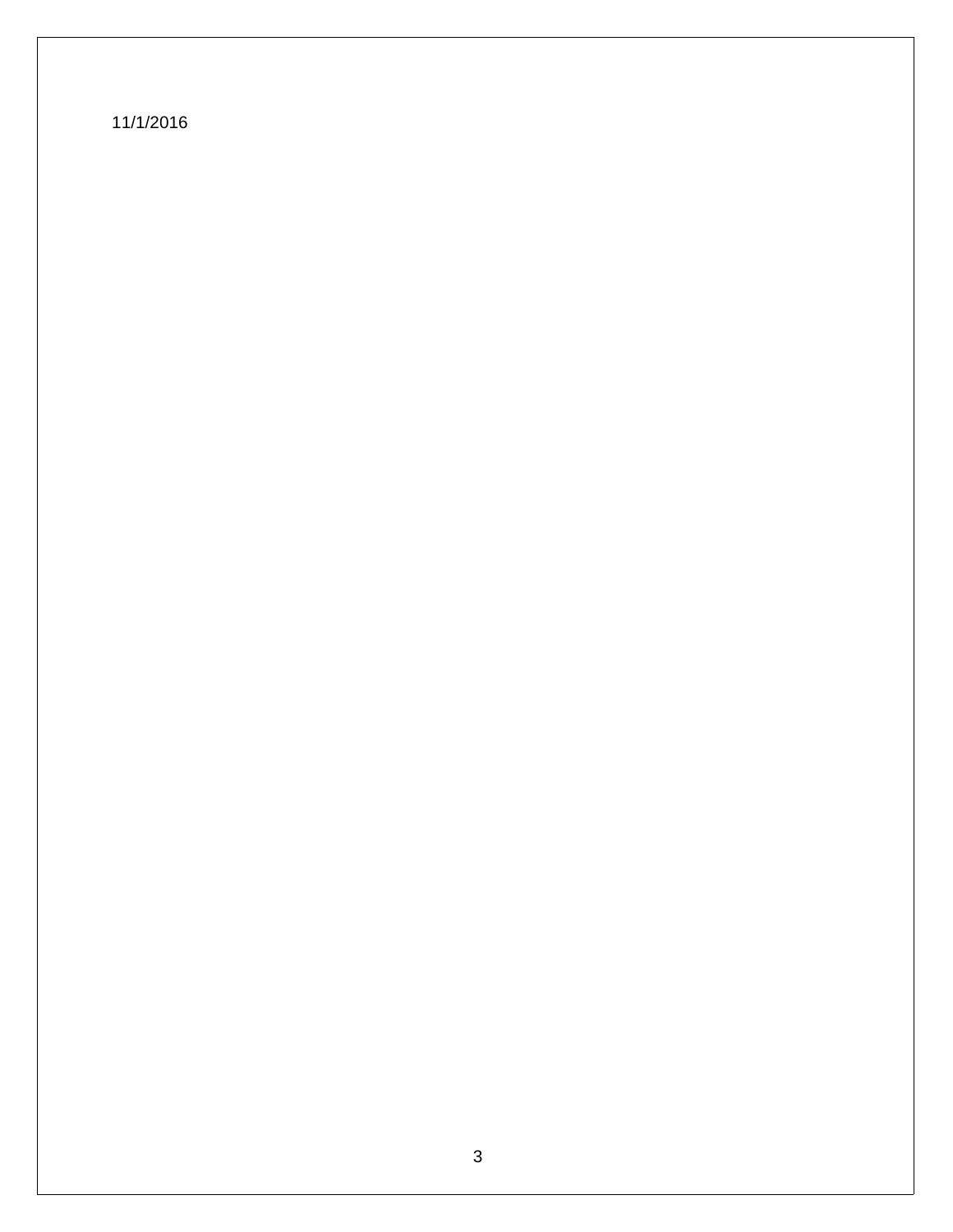11/1/2016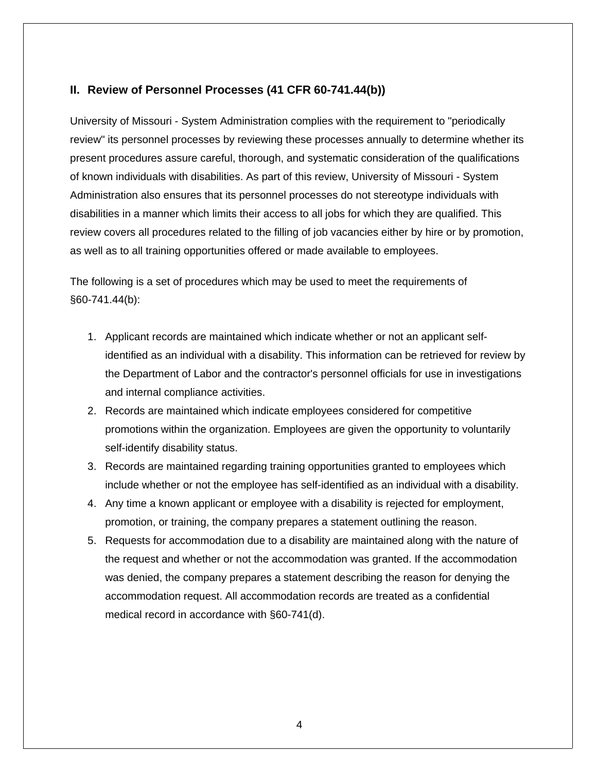## II. Review of Personnel Processes (41 CFR 60-741.44(b))

University of Missouri - System Administration complies with the requirement to "periodically review" its personnel processes by reviewing these processes annually to determine whether its present procedures assure careful, thorough, and systematic consideration of the qualifications of known individuals with disabilities. As part of this review, University of Missouri - System Administration also ensures that its personnel processes do not stereotype individuals with disabilities in a manner which limits their access to all jobs for which they are qualified. This review covers all procedures related to the filling of job vacancies either by hire or by promotion, as well as to all training opportunities offered or made available to employees.

The following is a set of procedures which may be used to meet the requirements of §60-741.44(b):

1. Applicant records are maintained which indicate whether or not an applicant self-identified as an individual with a disability. This information can be retrieved for review by the Department of Labor and the contractor's personnel officials for use in investigations and internal compliance activities.
2. Records are maintained which indicate employees considered for competitive promotions within the organization. Employees are given the opportunity to voluntarily self-identify disability status.
3. Records are maintained regarding training opportunities granted to employees which include whether or not the employee has self-identified as an individual with a disability.
4. Any time a known applicant or employee with a disability is rejected for employment, promotion, or training, the company prepares a statement outlining the reason.
5. Requests for accommodation due to a disability are maintained along with the nature of the request and whether or not the accommodation was granted. If the accommodation was denied, the company prepares a statement describing the reason for denying the accommodation request. All accommodation records are treated as a confidential medical record in accordance with §60-741(d).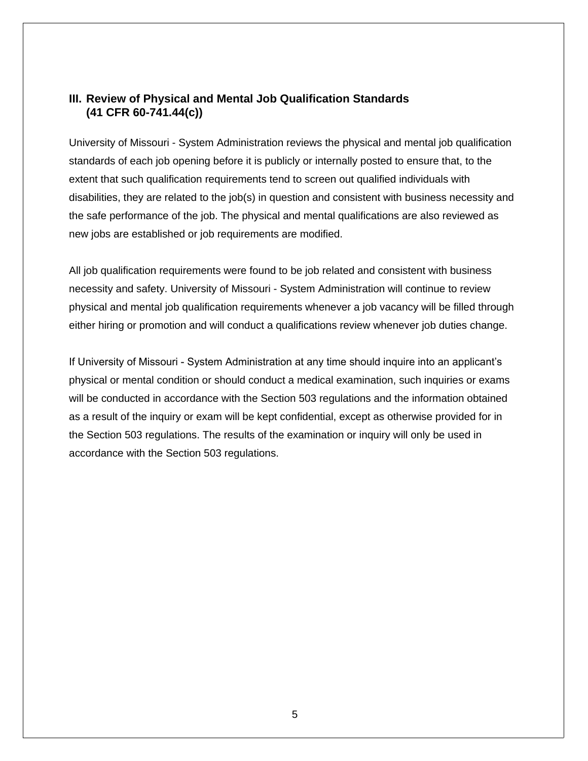## III. Review of Physical and Mental Job Qualification Standards (41 CFR 60-741.44(c))

University of Missouri - System Administration reviews the physical and mental job qualification standards of each job opening before it is publicly or internally posted to ensure that, to the extent that such qualification requirements tend to screen out qualified individuals with disabilities, they are related to the job(s) in question and consistent with business necessity and the safe performance of the job. The physical and mental qualifications are also reviewed as new jobs are established or job requirements are modified.

All job qualification requirements were found to be job related and consistent with business necessity and safety. University of Missouri - System Administration will continue to review physical and mental job qualification requirements whenever a job vacancy will be filled through either hiring or promotion and will conduct a qualifications review whenever job duties change.

If University of Missouri - System Administration at any time should inquire into an applicant's physical or mental condition or should conduct a medical examination, such inquiries or exams will be conducted in accordance with the Section 503 regulations and the information obtained as a result of the inquiry or exam will be kept confidential, except as otherwise provided for in the Section 503 regulations. The results of the examination or inquiry will only be used in accordance with the Section 503 regulations.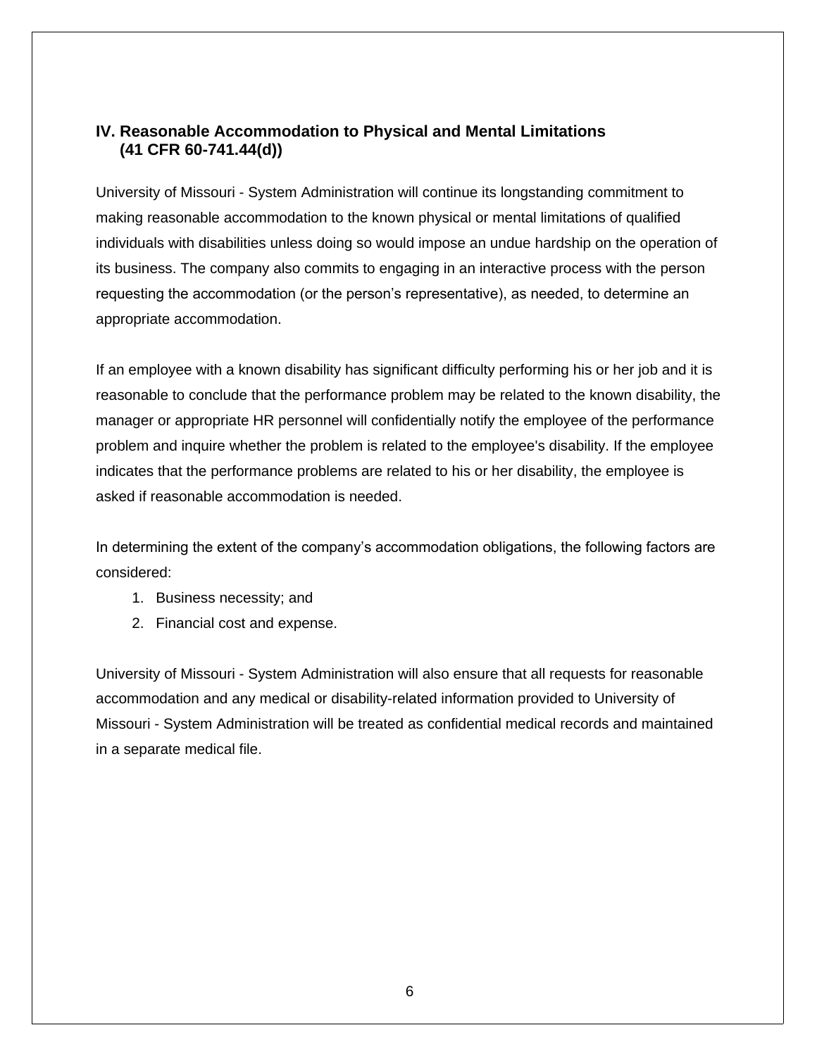## IV. Reasonable Accommodation to Physical and Mental Limitations (41 CFR 60-741.44(d))

University of Missouri - System Administration will continue its longstanding commitment to making reasonable accommodation to the known physical or mental limitations of qualified individuals with disabilities unless doing so would impose an undue hardship on the operation of its business. The company also commits to engaging in an interactive process with the person requesting the accommodation (or the person's representative), as needed, to determine an appropriate accommodation.

If an employee with a known disability has significant difficulty performing his or her job and it is reasonable to conclude that the performance problem may be related to the known disability, the manager or appropriate HR personnel will confidentially notify the employee of the performance problem and inquire whether the problem is related to the employee's disability. If the employee indicates that the performance problems are related to his or her disability, the employee is asked if reasonable accommodation is needed.

In determining the extent of the company's accommodation obligations, the following factors are considered:

1. Business necessity; and
2. Financial cost and expense.

University of Missouri - System Administration will also ensure that all requests for reasonable accommodation and any medical or disability-related information provided to University of Missouri - System Administration will be treated as confidential medical records and maintained in a separate medical file.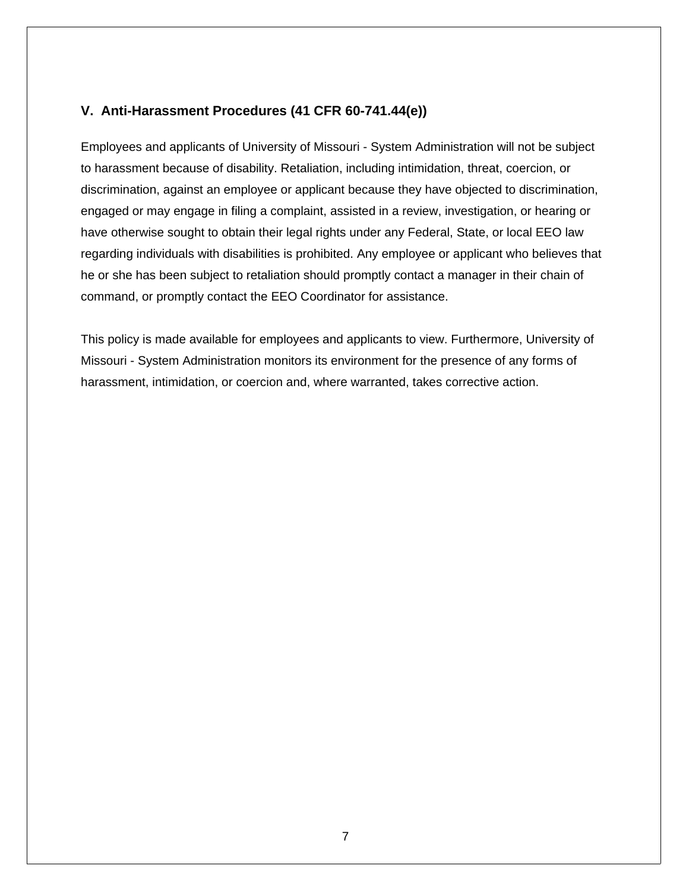## V. Anti-Harassment Procedures (41 CFR 60-741.44(e))

Employees and applicants of University of Missouri - System Administration will not be subject to harassment because of disability. Retaliation, including intimidation, threat, coercion, or discrimination, against an employee or applicant because they have objected to discrimination, engaged or may engage in filing a complaint, assisted in a review, investigation, or hearing or have otherwise sought to obtain their legal rights under any Federal, State, or local EEO law regarding individuals with disabilities is prohibited. Any employee or applicant who believes that he or she has been subject to retaliation should promptly contact a manager in their chain of command, or promptly contact the EEO Coordinator for assistance.

This policy is made available for employees and applicants to view. Furthermore, University of Missouri - System Administration monitors its environment for the presence of any forms of harassment, intimidation, or coercion and, where warranted, takes corrective action.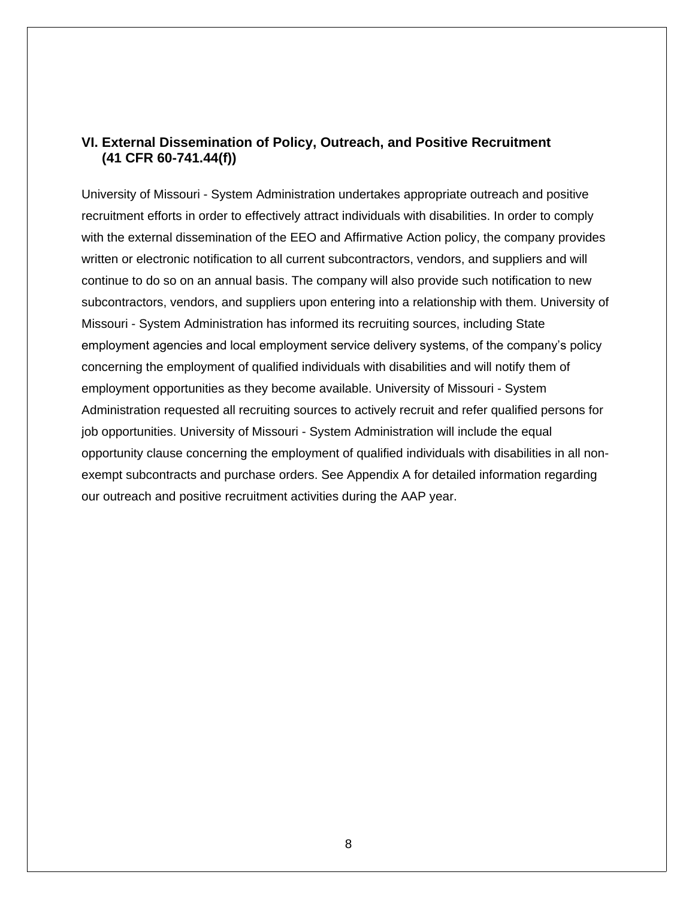## VI. External Dissemination of Policy, Outreach, and Positive Recruitment (41 CFR 60-741.44(f))

University of Missouri - System Administration undertakes appropriate outreach and positive recruitment efforts in order to effectively attract individuals with disabilities. In order to comply with the external dissemination of the EEO and Affirmative Action policy, the company provides written or electronic notification to all current subcontractors, vendors, and suppliers and will continue to do so on an annual basis. The company will also provide such notification to new subcontractors, vendors, and suppliers upon entering into a relationship with them. University of Missouri - System Administration has informed its recruiting sources, including State employment agencies and local employment service delivery systems, of the company's policy concerning the employment of qualified individuals with disabilities and will notify them of employment opportunities as they become available. University of Missouri - System Administration requested all recruiting sources to actively recruit and refer qualified persons for job opportunities. University of Missouri - System Administration will include the equal opportunity clause concerning the employment of qualified individuals with disabilities in all non-exempt subcontracts and purchase orders. See Appendix A for detailed information regarding our outreach and positive recruitment activities during the AAP year.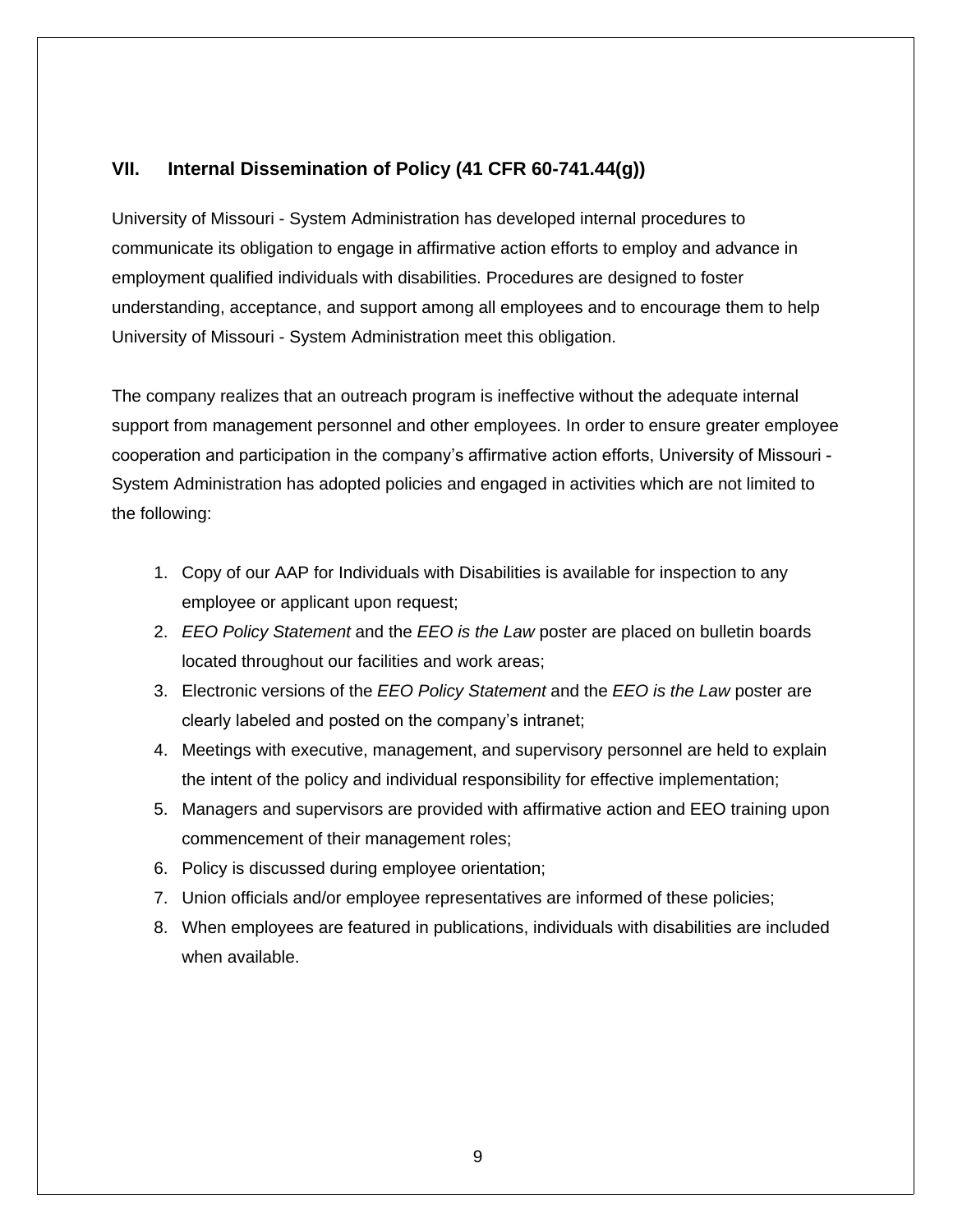## VII. Internal Dissemination of Policy (41 CFR 60-741.44(g))

University of Missouri - System Administration has developed internal procedures to communicate its obligation to engage in affirmative action efforts to employ and advance in employment qualified individuals with disabilities. Procedures are designed to foster understanding, acceptance, and support among all employees and to encourage them to help University of Missouri - System Administration meet this obligation.

The company realizes that an outreach program is ineffective without the adequate internal support from management personnel and other employees. In order to ensure greater employee cooperation and participation in the company's affirmative action efforts, University of Missouri - System Administration has adopted policies and engaged in activities which are not limited to the following:

1. Copy of our AAP for Individuals with Disabilities is available for inspection to any employee or applicant upon request;
2. *EEO Policy Statement* and the *EEO is the Law* poster are placed on bulletin boards located throughout our facilities and work areas;
3. Electronic versions of the *EEO Policy Statement* and the *EEO is the Law* poster are clearly labeled and posted on the company's intranet;
4. Meetings with executive, management, and supervisory personnel are held to explain the intent of the policy and individual responsibility for effective implementation;
5. Managers and supervisors are provided with affirmative action and EEO training upon commencement of their management roles;
6. Policy is discussed during employee orientation;
7. Union officials and/or employee representatives are informed of these policies;
8. When employees are featured in publications, individuals with disabilities are included when available.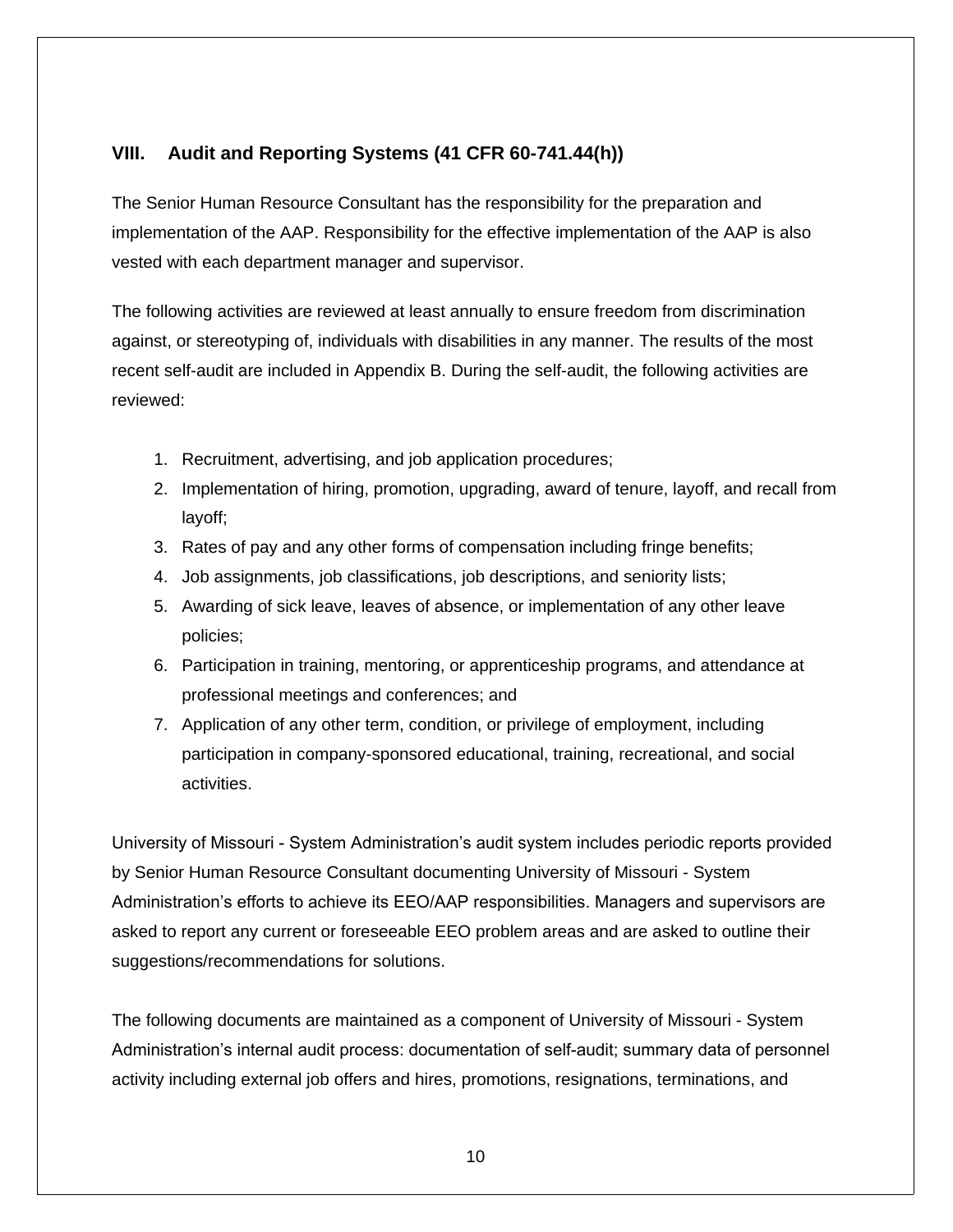## VIII. Audit and Reporting Systems (41 CFR 60-741.44(h))

The Senior Human Resource Consultant has the responsibility for the preparation and implementation of the AAP. Responsibility for the effective implementation of the AAP is also vested with each department manager and supervisor.

The following activities are reviewed at least annually to ensure freedom from discrimination against, or stereotyping of, individuals with disabilities in any manner. The results of the most recent self-audit are included in Appendix B. During the self-audit, the following activities are reviewed:

1. Recruitment, advertising, and job application procedures;
2. Implementation of hiring, promotion, upgrading, award of tenure, layoff, and recall from layoff;
3. Rates of pay and any other forms of compensation including fringe benefits;
4. Job assignments, job classifications, job descriptions, and seniority lists;
5. Awarding of sick leave, leaves of absence, or implementation of any other leave policies;
6. Participation in training, mentoring, or apprenticeship programs, and attendance at professional meetings and conferences; and
7. Application of any other term, condition, or privilege of employment, including participation in company-sponsored educational, training, recreational, and social activities.

University of Missouri - System Administration's audit system includes periodic reports provided by Senior Human Resource Consultant documenting University of Missouri - System Administration's efforts to achieve its EEO/AAP responsibilities. Managers and supervisors are asked to report any current or foreseeable EEO problem areas and are asked to outline their suggestions/recommendations for solutions.

The following documents are maintained as a component of University of Missouri - System Administration's internal audit process: documentation of self-audit; summary data of personnel activity including external job offers and hires, promotions, resignations, terminations, and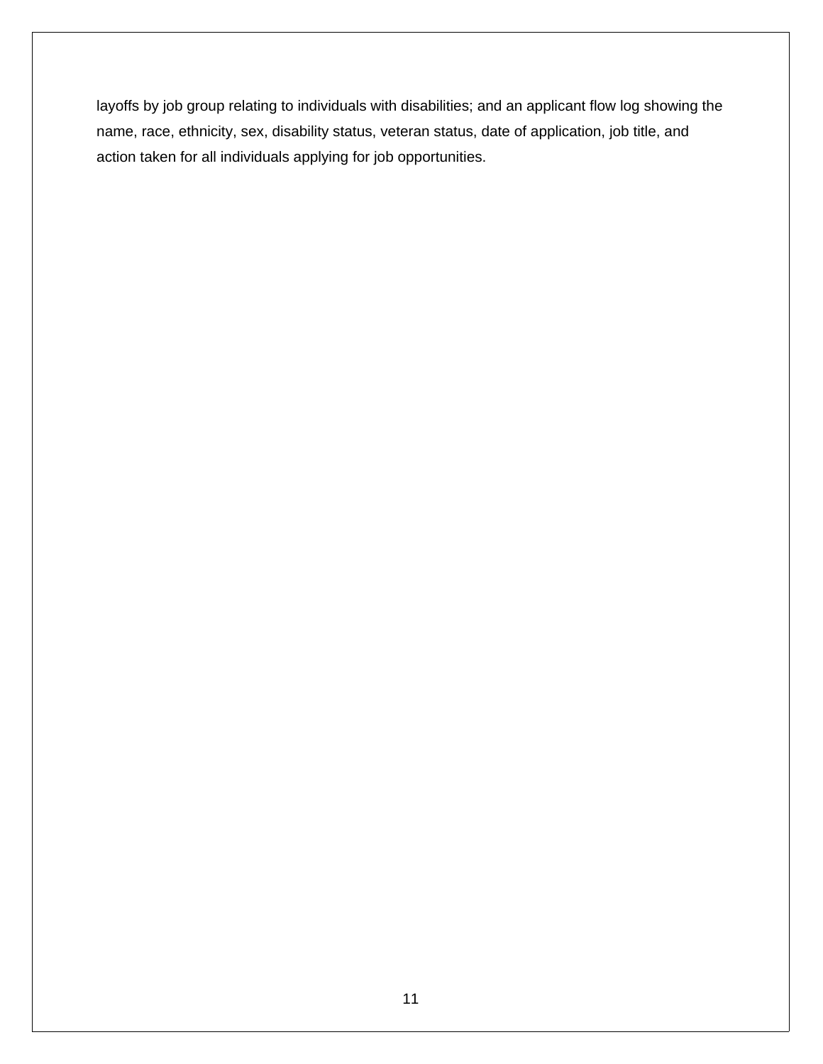layoffs by job group relating to individuals with disabilities; and an applicant flow log showing the name, race, ethnicity, sex, disability status, veteran status, date of application, job title, and action taken for all individuals applying for job opportunities.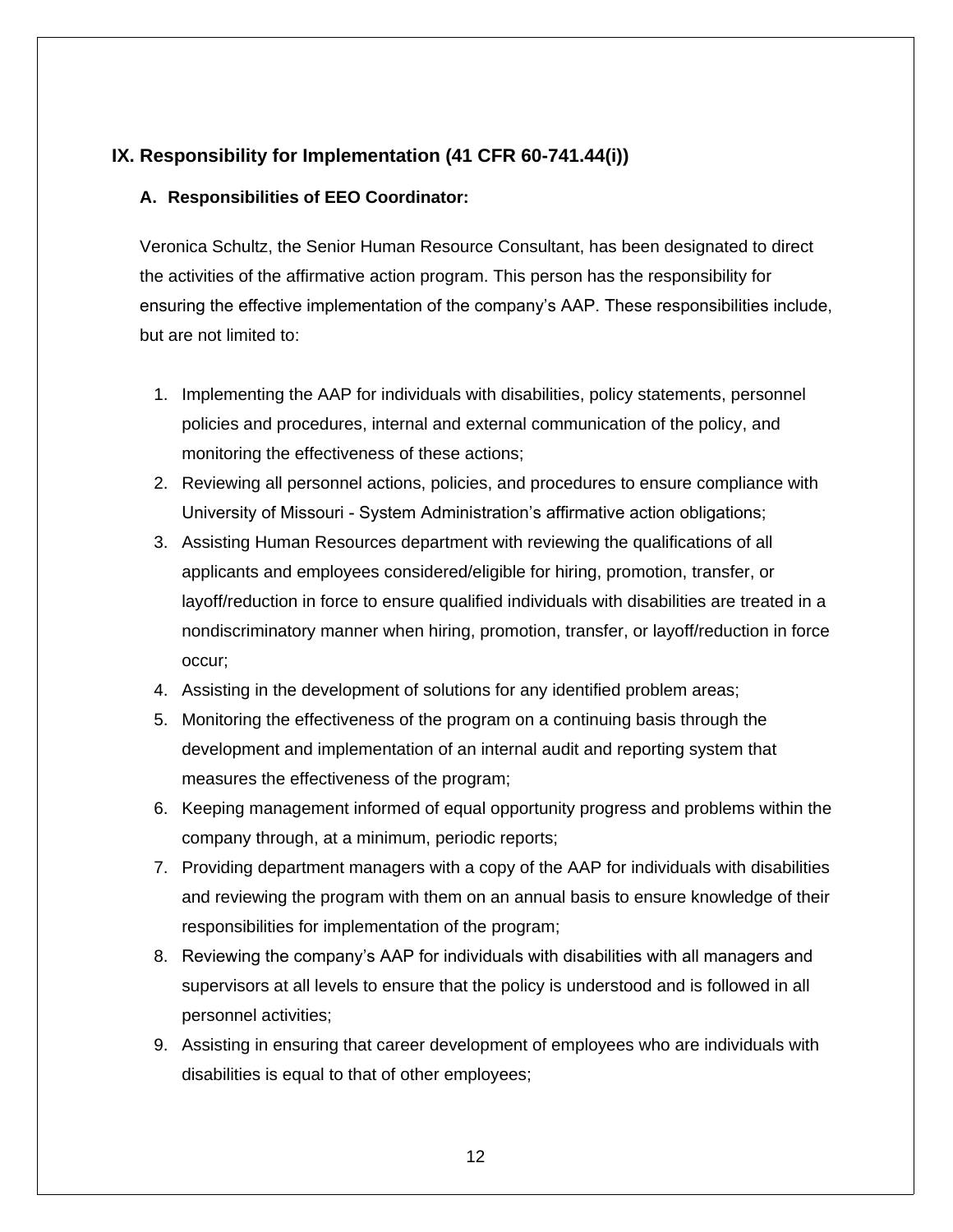## IX. Responsibility for Implementation (41 CFR 60-741.44(i))

### A. Responsibilities of EEO Coordinator:

Veronica Schultz, the Senior Human Resource Consultant, has been designated to direct the activities of the affirmative action program. This person has the responsibility for ensuring the effective implementation of the company's AAP. These responsibilities include, but are not limited to:

1. Implementing the AAP for individuals with disabilities, policy statements, personnel policies and procedures, internal and external communication of the policy, and monitoring the effectiveness of these actions;
2. Reviewing all personnel actions, policies, and procedures to ensure compliance with University of Missouri - System Administration's affirmative action obligations;
3. Assisting Human Resources department with reviewing the qualifications of all applicants and employees considered/eligible for hiring, promotion, transfer, or layoff/reduction in force to ensure qualified individuals with disabilities are treated in a nondiscriminatory manner when hiring, promotion, transfer, or layoff/reduction in force occur;
4. Assisting in the development of solutions for any identified problem areas;
5. Monitoring the effectiveness of the program on a continuing basis through the development and implementation of an internal audit and reporting system that measures the effectiveness of the program;
6. Keeping management informed of equal opportunity progress and problems within the company through, at a minimum, periodic reports;
7. Providing department managers with a copy of the AAP for individuals with disabilities and reviewing the program with them on an annual basis to ensure knowledge of their responsibilities for implementation of the program;
8. Reviewing the company's AAP for individuals with disabilities with all managers and supervisors at all levels to ensure that the policy is understood and is followed in all personnel activities;
9. Assisting in ensuring that career development of employees who are individuals with disabilities is equal to that of other employees;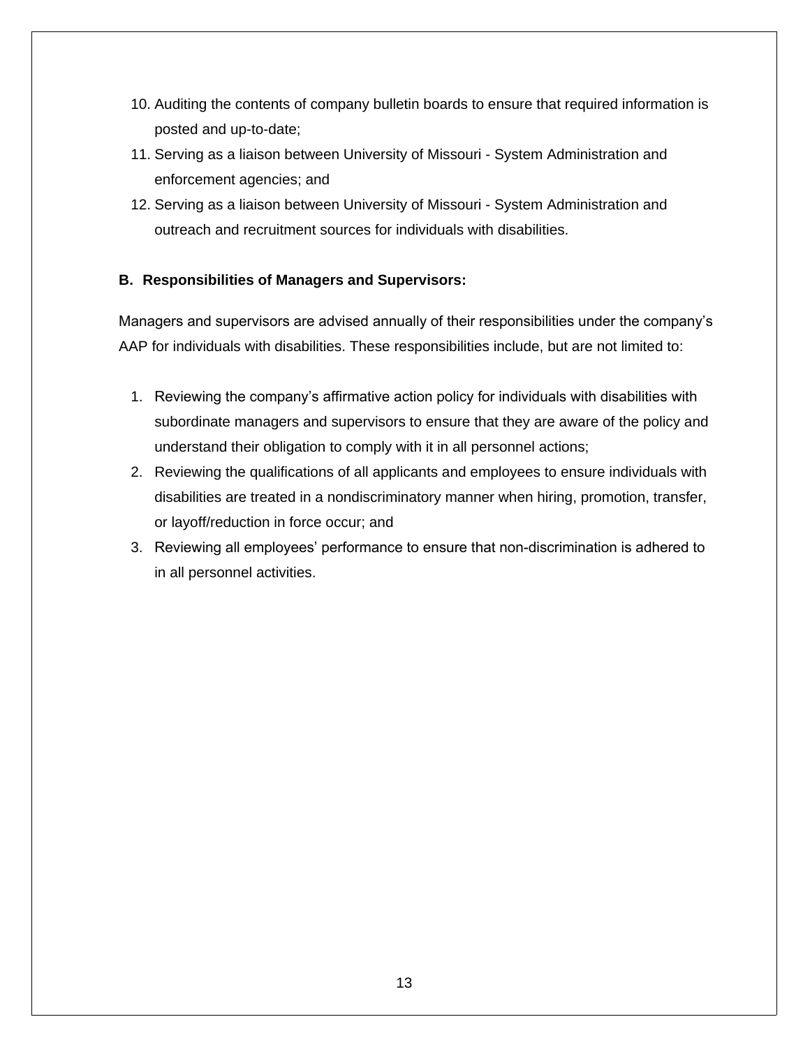10. Auditing the contents of company bulletin boards to ensure that required information is posted and up-to-date;
11. Serving as a liaison between University of Missouri - System Administration and enforcement agencies; and
12. Serving as a liaison between University of Missouri - System Administration and outreach and recruitment sources for individuals with disabilities.

**B. Responsibilities of Managers and Supervisors:**

Managers and supervisors are advised annually of their responsibilities under the company's AAP for individuals with disabilities. These responsibilities include, but are not limited to:

1. Reviewing the company's affirmative action policy for individuals with disabilities with subordinate managers and supervisors to ensure that they are aware of the policy and understand their obligation to comply with it in all personnel actions;
2. Reviewing the qualifications of all applicants and employees to ensure individuals with disabilities are treated in a nondiscriminatory manner when hiring, promotion, transfer, or layoff/reduction in force occur; and
3. Reviewing all employees' performance to ensure that non-discrimination is adhered to in all personnel activities.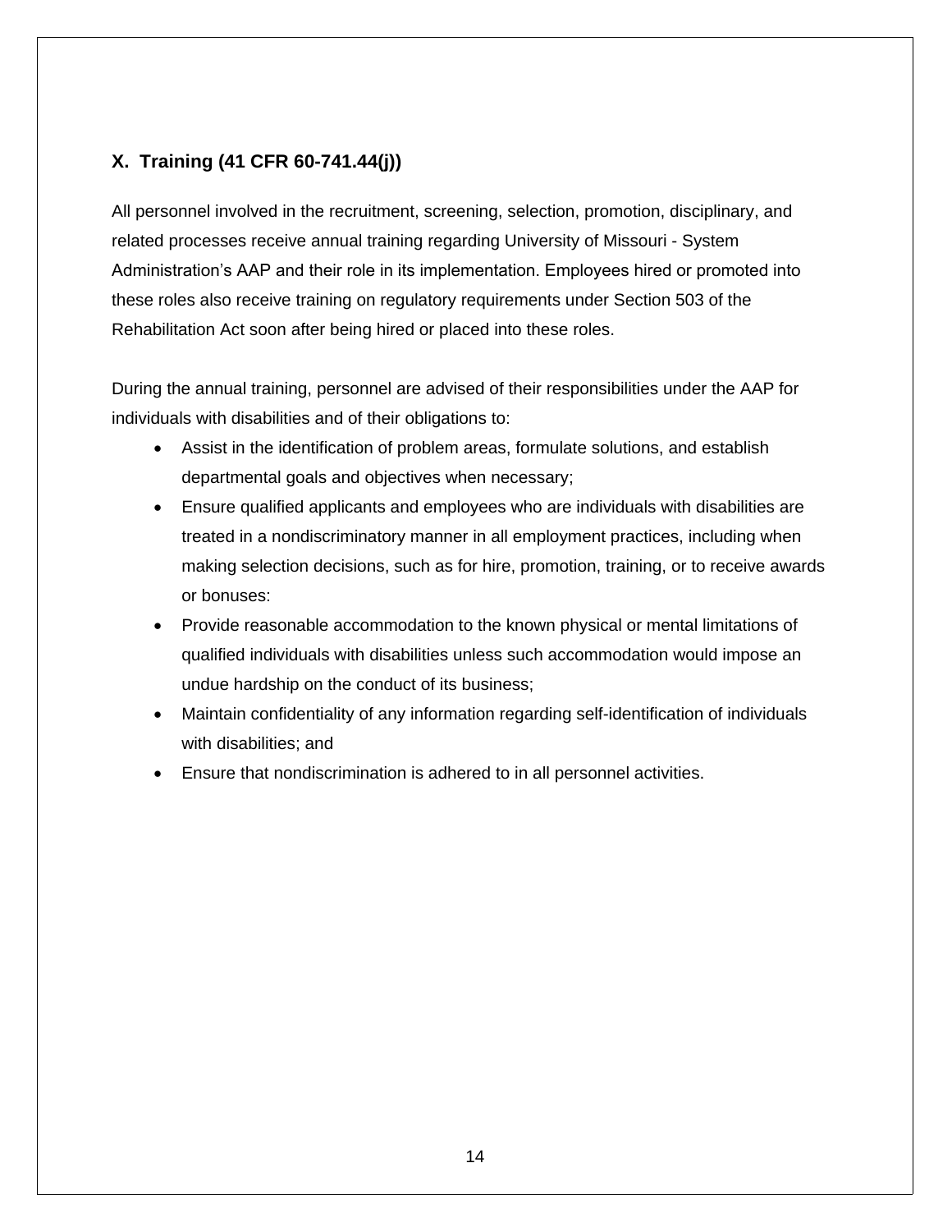## X. Training (41 CFR 60-741.44(j))

All personnel involved in the recruitment, screening, selection, promotion, disciplinary, and related processes receive annual training regarding University of Missouri - System Administration's AAP and their role in its implementation. Employees hired or promoted into these roles also receive training on regulatory requirements under Section 503 of the Rehabilitation Act soon after being hired or placed into these roles.

During the annual training, personnel are advised of their responsibilities under the AAP for individuals with disabilities and of their obligations to:

- Assist in the identification of problem areas, formulate solutions, and establish departmental goals and objectives when necessary;
- Ensure qualified applicants and employees who are individuals with disabilities are treated in a nondiscriminatory manner in all employment practices, including when making selection decisions, such as for hire, promotion, training, or to receive awards or bonuses:
- Provide reasonable accommodation to the known physical or mental limitations of qualified individuals with disabilities unless such accommodation would impose an undue hardship on the conduct of its business;
- Maintain confidentiality of any information regarding self-identification of individuals with disabilities; and
- Ensure that nondiscrimination is adhered to in all personnel activities.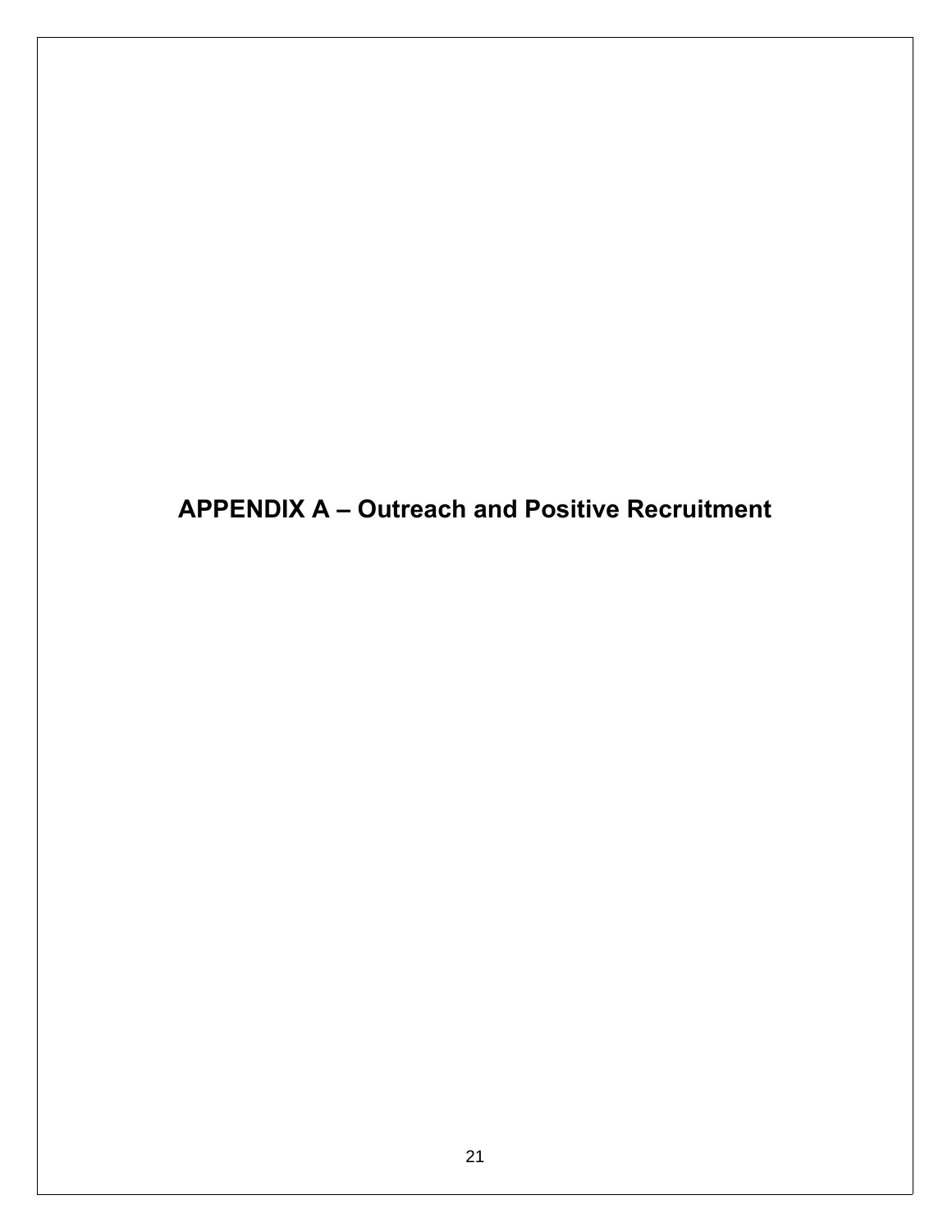# APPENDIX A – Outreach and Positive Recruitment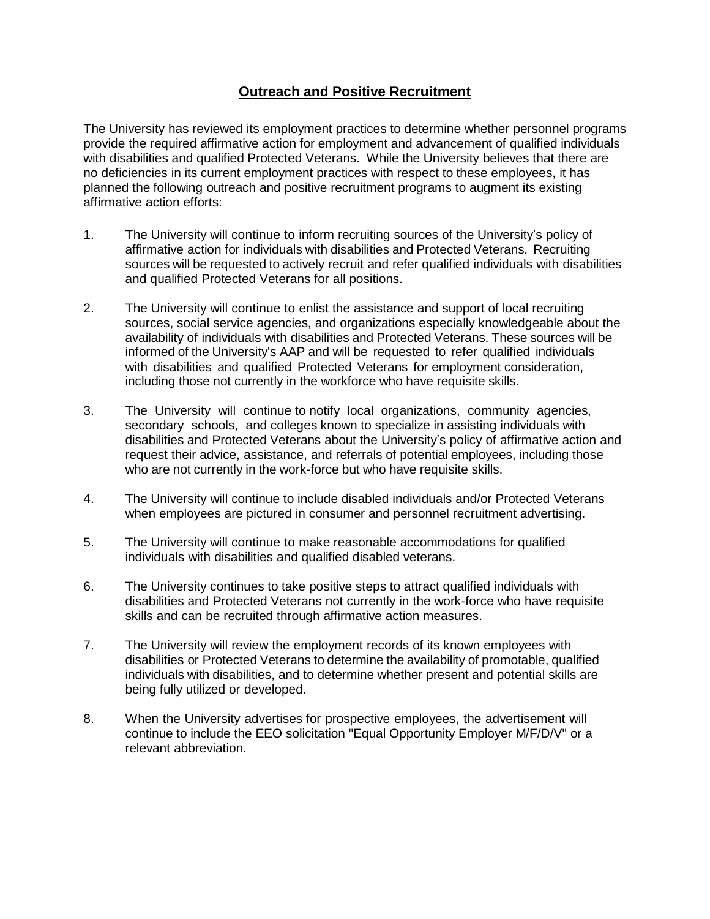## Outreach and Positive Recruitment

The University has reviewed its employment practices to determine whether personnel programs provide the required affirmative action for employment and advancement of qualified individuals with disabilities and qualified Protected Veterans. While the University believes that there are no deficiencies in its current employment practices with respect to these employees, it has planned the following outreach and positive recruitment programs to augment its existing affirmative action efforts:

1. The University will continue to inform recruiting sources of the University's policy of affirmative action for individuals with disabilities and Protected Veterans. Recruiting sources will be requested to actively recruit and refer qualified individuals with disabilities and qualified Protected Veterans for all positions.

2. The University will continue to enlist the assistance and support of local recruiting sources, social service agencies, and organizations especially knowledgeable about the availability of individuals with disabilities and Protected Veterans. These sources will be informed of the University's AAP and will be requested to refer qualified individuals with disabilities and qualified Protected Veterans for employment consideration, including those not currently in the workforce who have requisite skills.

3. The University will continue to notify local organizations, community agencies, secondary schools, and colleges known to specialize in assisting individuals with disabilities and Protected Veterans about the University's policy of affirmative action and request their advice, assistance, and referrals of potential employees, including those who are not currently in the work-force but who have requisite skills.

4. The University will continue to include disabled individuals and/or Protected Veterans when employees are pictured in consumer and personnel recruitment advertising.

5. The University will continue to make reasonable accommodations for qualified individuals with disabilities and qualified disabled veterans.

6. The University continues to take positive steps to attract qualified individuals with disabilities and Protected Veterans not currently in the work-force who have requisite skills and can be recruited through affirmative action measures.

7. The University will review the employment records of its known employees with disabilities or Protected Veterans to determine the availability of promotable, qualified individuals with disabilities, and to determine whether present and potential skills are being fully utilized or developed.

8. When the University advertises for prospective employees, the advertisement will continue to include the EEO solicitation "Equal Opportunity Employer M/F/D/V" or a relevant abbreviation.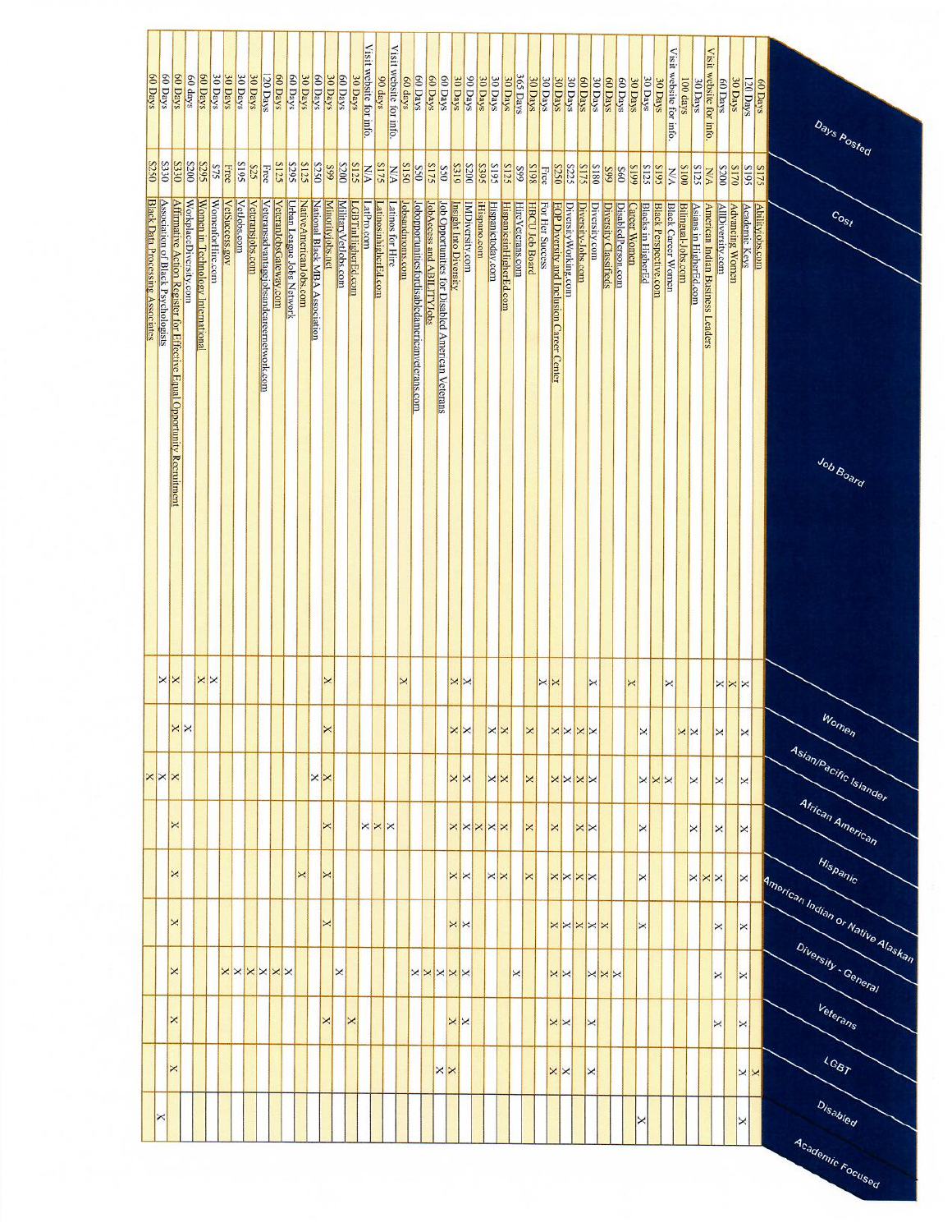| Days Posted | Cost | Job Board | Women | Asian/Pacific Islander | African American | Hispanic | American Indian or Native Alaskan | Diversity - General | Veterans | LGBT | Disabled | Academic Focused |
|---|---|---|---|---|---|---|---|---|---|---|---|---|
| 60 Days | $175 | Abilityjobs.com | | | | | | | | | X | |
| 120 Days | $195 | Academic Keys | X | X | X | X | X | X | X | X | | X |
| 30 Days | $170 | Advancing Women | X | | | | | | | | | |
| 60 Days | $200 | AllDiversity.com | X | X | X | X | X | X | X | | | |
| Visit website for info. | N/A | American Indian Business Leaders | | | | | X | | | | | |
| 30 Days | $125 | Asians in HigherEd.com | | X | X | | | | | | | |
| 100 days | $100 | Bilingual-Jobs.com | | X | | X | | | | | | |
| Visit website for info. | N/A | Black Career Women | X | | X | | | | | | | |
| 30 Days | $195 | Black Perspective.com | | | X | | | | | | | |
| 30 Days | $125 | Blacks in HigherEd | | X | X | X | X | | | | | X |
| 30 Days | $199 | Career Women | X | | | | | | | | | |
| 60 Days | $60 | DisabledPerson.com | | | | | | | | | X | |
| 60 Days | $99 | Diversity Classifieds | | | | | X | X | | | | |
| 30 Days | $180 | Diversity.com | X | X | X | X | X | X | X | X | | |
| 60 Days | $175 | Diversity.Jobs.com | | X | X | X | X | X | | | | |
| 30 Days | $225 | DiversityWorking.com | | X | X | X | X | X | X | X | | |
| 30 Days | $250 | EOP Diversity and Inclusion Career Center | X | X | X | X | X | X | X | X | X | |
| 30 Days | Free | For Her Success | X | | | | | | | | | |
| 30 Days | $198 | HBCU Job Board | | X | X | X | X | | | | | |
| 365 Days | $99 | HireVeterans.com | | | | | | | X | | | |
| 30 Days | $125 | HispanicsinHigherEd.com | | X | X | X | X | | | | | |
| 30 Days | $195 | Hispanictoday.com | | X | X | X | X | | | | | |
| 30 Days | $395 | iHispano.com | | | | X | X | | | | | |
| 90 Days | $200 | IMDiversity.com | X | X | X | X | X | X | X | X | | |
| 30 Days | $319 | Insight Into Diversity | X | X | X | X | X | X | X | X | X | |
| 60 Days | $50 | Job Opportunities for Disabled American Veterans | | | | | | | X | | X | |
| 60 Days | $175 | JobAccess and ABILITYJobs | | | | | | | X | | X | |
| 60 Days | $50 | Jobopportunitiesfordisabledamericanveterans.com | | | | | | | X | | | |
| 60 days | $150 | Jobsandmoms.com | X | | | | | | | | | |
| Visit website for info. | N/A | Latinos for Hire | | | | X | | | | | | |
| 90 days | $175 | LatinosinhigherEd.com | | | | X | | | | | | |
| Visit website for info. | N/A | LatPro.com | | | | X | | | | | | |
| 30 Days | $125 | LGBTinHigherEd.com | | | | | | | | X | | |
| 60 Days | $200 | MilitaryVetJobs.com | | | | | | | X | | | |
| 30 Days | $99 | Minorityjobs.net | X | X | X | X | X | X | | X | | |
| 60 Days | $250 | National Black MBA Association | | | X | | | | | | | |
| 30 Days | $125 | NativeAmericanJobs.com | | | | | X | | | | | |
| 60 Days | $295 | Urban League Jobs Network | | | | | | X | | | | |
| 60 Days | $125 | VeteranJobsGateway.com | | | | | | | X | | | |
| 120 Days | Free | Veteransadvantagejobsandcareernetwork.com | | | | | | | X | | | |
| 30 Days | $25 | VeteransJobs.com | | | | | | | X | | | |
| 30 Days | $195 | VetJobs.com | | | | | | | X | | | |
| 30 Days | Free | VetSuccess.gov | | | | | | | X | | | |
| 30 Days | $75 | WomenforHire.com | X | | | | | | | | | |
| 60 Days | $295 | Women in Technology International | X | | | | | | | | | |
| 60 days | $200 | WorkplaceDiversity.com | | X | | | | | | | | |
| 60 Days | $330 | Affirmative Action Register for Effective Equal Opportunity Recruitment | X | X | X | X | X | X | X | X | X | |
| 60 Days | $330 | Association of Black Psychologists | | | X | | | | | | | |
| 60 Days | $250 | Black Data Processing Associates | X | | X | | | | | | | |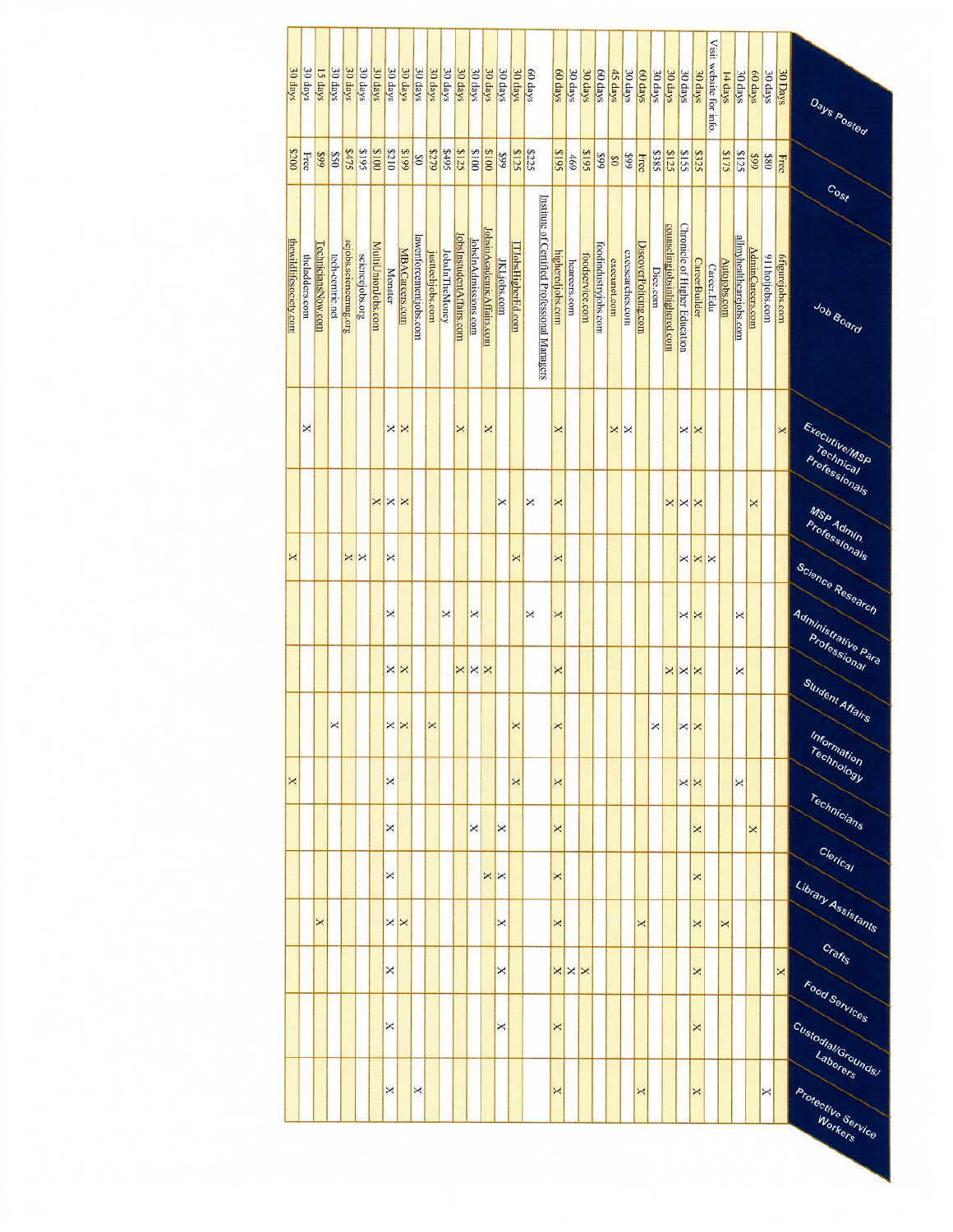| Days Posted | Cost | Job Board | Executive/MSP Technical Professionals | MSP Admin Professionals | Science Research | Administrative Para Professional | Student Affairs | Information Technology | Technicians | Clerical | Library Assistants | Crafts | Food Services | Custodial/Grounds/Laborers | Protective Service Workers |
|---|---|---|---|---|---|---|---|---|---|---|---|---|---|---|---|
| 30 Days | Free | 6figurejobs.com | X | | | | | | | | | | X | | |
| 30 days | $80 | 911hotjobs.com | | | | | | | | | | | | | X |
| 60 days | $99 | AdminCareers.com | | X | | | | | | X | | | | | |
| 30 days | $125 | allmyhealthcarejobs.com | | | X | X | | | X | | | | | | |
| 14 days | $175 | Autojobs.com | | | | | | | | | | X | | | |
| Visit website for info. | | Career.Edu | | | X | | | | | | | | | | |
| 30 days | $325 | CareerBuilder | X | X | X | X | X | X | | X | X | X | | X | X |
| 30 days | $155 | Chronicle of Higher Education | X | X | X | X | X | X | X | | | | | | |
| 30 days | $125 | counselingjobsinhighered.com | | X | | | X | | | | | | | | |
| 30 days | $385 | Dice.com | | | | | | X | | | | | | | |
| 60 days | Free | DiscoverPolicing.com | | | | | | | | | | X | | | X |
| 30 days | $99 | execsearches.com | X | | | | | | | | | | | | |
| 45 days | $0 | execunet.com | X | | | | | | | | | | | | |
| 60 days | $99 | foodindustryjobs.com | | | | | | | | | | | | | |
| 30 days | $195 | foodservice.com | | | | | | | | | | | X | | |
| 30 days | 469 | hcareers.com | | | | | | | | | | | X | | |
| 60 days | $195 | higheredjobs.com | X | X | X | X | X | X | X | X | X | X | X | X | X |
| 60 days | $225 | Institute of Certified Professional Managers | | X | | X | | | | | | | | | |
| 30 days | $125 | ITJobsHigherEd.com | | | X | | | X | X | | | | | | |
| 30 days | $99 | JKLjobs.com | | X | | | | | | X | X | X | X | X | |
| 30 days | $100 | JobsinAcademicAffairs.com | X | | | X | | | | X | | | | | |
| 30 days | $100 | JobsInAdmissions.com | | | | X | X | | | X | | | | | |
| 30 days | $125 | JobsInStudentAffairs.com | X | | | | X | | | | | | | | |
| 30 days | $495 | JobsInTheMoney | | | | X | | | | | | | | | |
| 30 days | $279 | justtechjobs.com | | | | | | X | | | | | | | |
| 30 days | $0 | lawenforcementjobs.com | | | | | | | | | | | | | X |
| 30 days | $199 | MBACareers.com | X | X | | | X | X | | | | X | | | |
| 30 days | $210 | Monster | X | X | X | X | X | X | X | X | X | X | X | X | X |
| 30 days | $100 | MultiUnionJobs.com | | X | | | | | | | | | | | |
| 30 days | $195 | sciencejobs.org | | | X | | | | | | | | | | |
| 30 days | $475 | scjobs.sciencemag.org | | | X | | | | | | | | | | |
| 30 days | $50 | tech-centric.net | | | | | | X | | | | | | | |
| 15 days | $99 | TechniciansNow.com | | | | | | | | | | X | | | |
| 30 days | Free | theladders.com | X | | | | | | | | | | | | |
| 30 days | $200 | thewildlifesociety.com | | | X | | | | X | | | | | | |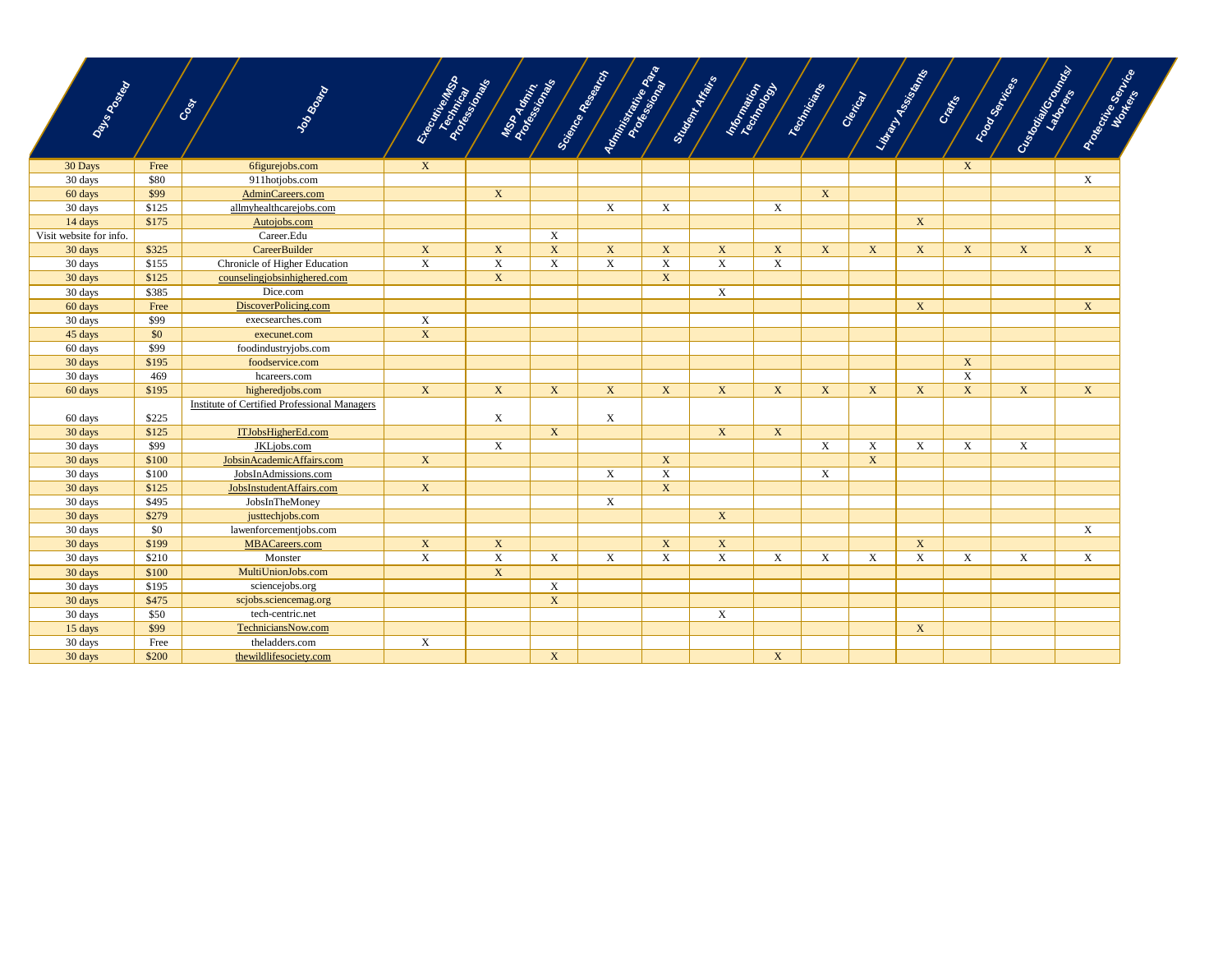| Days Posted | Cost | Job Board | Executive/MSP Technical Professionals | MSP Admin. Professionals | Science Research | Administrative Para Professional | Student Affairs | Information Technology | Technicians | Clerical | Library Assistants | Crafts | Food Services | Custodial/Grounds/ Laborers | Protective Service Workers |
|---|---|---|---|---|---|---|---|---|---|---|---|---|---|---|---|
| 30 Days | Free | 6figurejobs.com | X | | | | | | | | | | X | | |
| 30 days | $80 | 911hotjobs.com | | | | | | | | | | | | | X |
| 60 days | $99 | AdminCareers.com | | X | | | | | | X | | | | | |
| 30 days | $125 | allmyhealthcarejobs.com | | | | X | X | | X | | | | | | |
| 14 days | $175 | Autojobs.com | | | | | | | | | | X | | | |
| Visit website for info. | | Career.Edu | | | X | | | | | | | | | | |
| 30 days | $325 | CareerBuilder | X | X | X | X | X | X | X | X | X | X | X | X | X |
| 30 days | $155 | Chronicle of Higher Education | X | X | X | X | X | X | X | | | | | | |
| 30 days | $125 | counselingjobsinhighered.com | | X | | | X | | | | | | | | |
| 30 days | $385 | Dice.com | | | | | | X | | | | | | | |
| 60 days | Free | DiscoverPolicing.com | | | | | | | | | | X | | | X |
| 30 days | $99 | execsearches.com | X | | | | | | | | | | | | |
| 45 days | $0 | execunet.com | X | | | | | | | | | | | | |
| 60 days | $99 | foodindustryjobs.com | | | | | | | | | | | | | |
| 30 days | $195 | foodservice.com | | | | | | | | | | | X | | |
| 30 days | 469 | hcareers.com | | | | | | | | | | | X | | |
| 60 days | $195 | higheredjobs.com | X | X | X | X | X | X | X | X | X | X | X | X | X |
| 60 days | $225 | Institute of Certified Professional Managers | | X | | X | | | | | | | | | |
| 30 days | $125 | ITJobsHigherEd.com | | | X | | | X | X | | | | | | |
| 30 days | $99 | JKLjobs.com | | X | | | | | | X | X | X | X | X | |
| 30 days | $100 | JobsinAcademicAffairs.com | X | | | | X | | | | X | | | | |
| 30 days | $100 | JobsInAdmissions.com | | | | X | X | | | X | | | | | |
| 30 days | $125 | JobsInstudentAffairs.com | X | | | | X | | | | | | | | |
| 30 days | $495 | JobsInTheMoney | | | | X | | | | | | | | | |
| 30 days | $279 | justtechjobs.com | | | | | | X | | | | | | | |
| 30 days | $0 | lawenforcementjobs.com | | | | | | | | | | | | | X |
| 30 days | $199 | MBACareers.com | X | X | | | X | X | | | | X | | | |
| 30 days | $210 | Monster | X | X | X | X | X | X | X | X | X | X | X | X | X |
| 30 days | $100 | MultiUnionJobs.com | | X | | | | | | | | | | | |
| 30 days | $195 | sciencejobs.org | | | X | | | | | | | | | | |
| 30 days | $475 | scjobs.sciencemag.org | | | X | | | | | | | | | | |
| 30 days | $50 | tech-centric.net | | | | | | X | | | | | | | |
| 15 days | $99 | TechniciansNow.com | | | | | | | | | | X | | | |
| 30 days | Free | theladders.com | X | | | | | | | | | | | | |
| 30 days | $200 | thewildlifesociety.com | | | X | | | | X | | | | | | |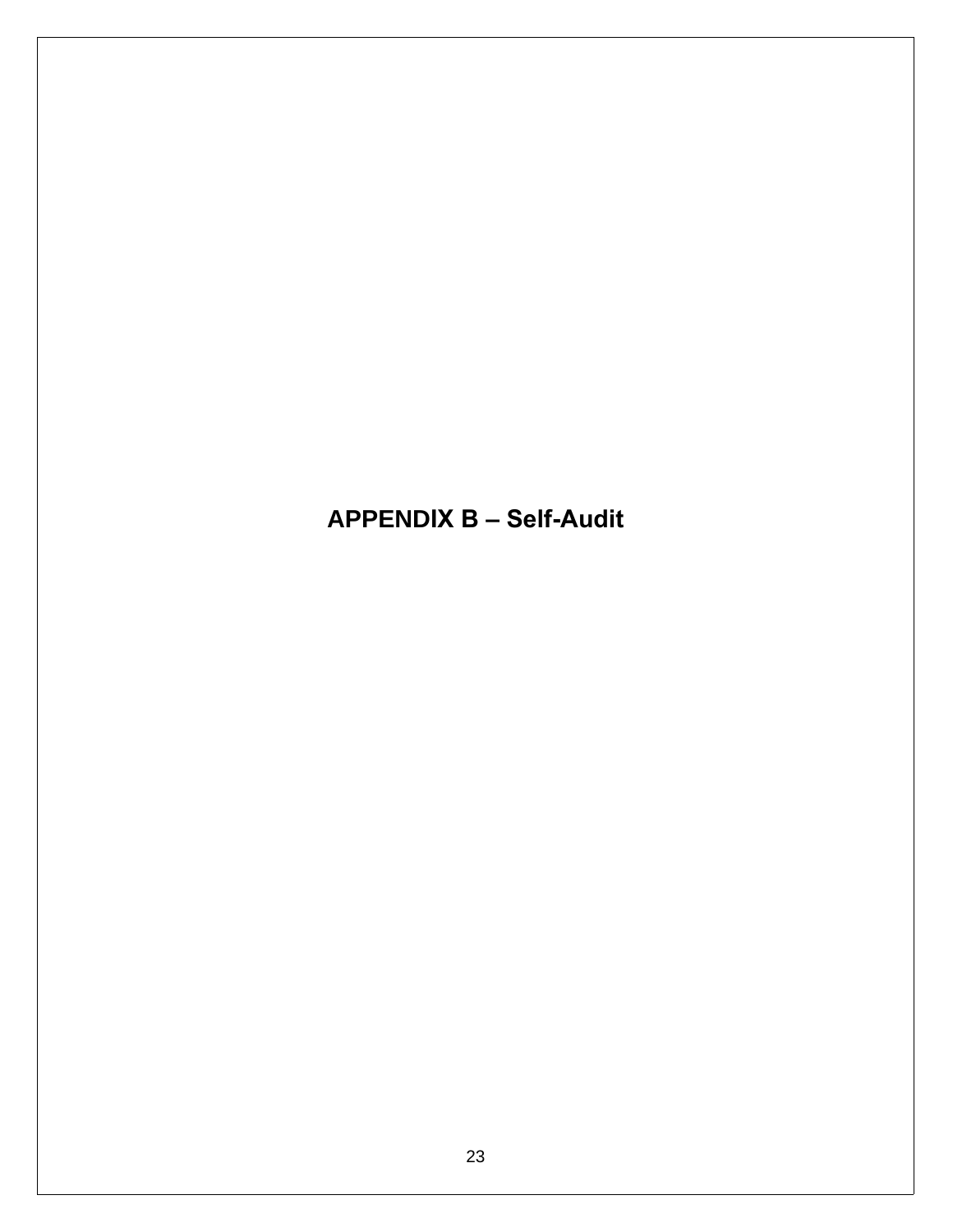# APPENDIX B – Self-Audit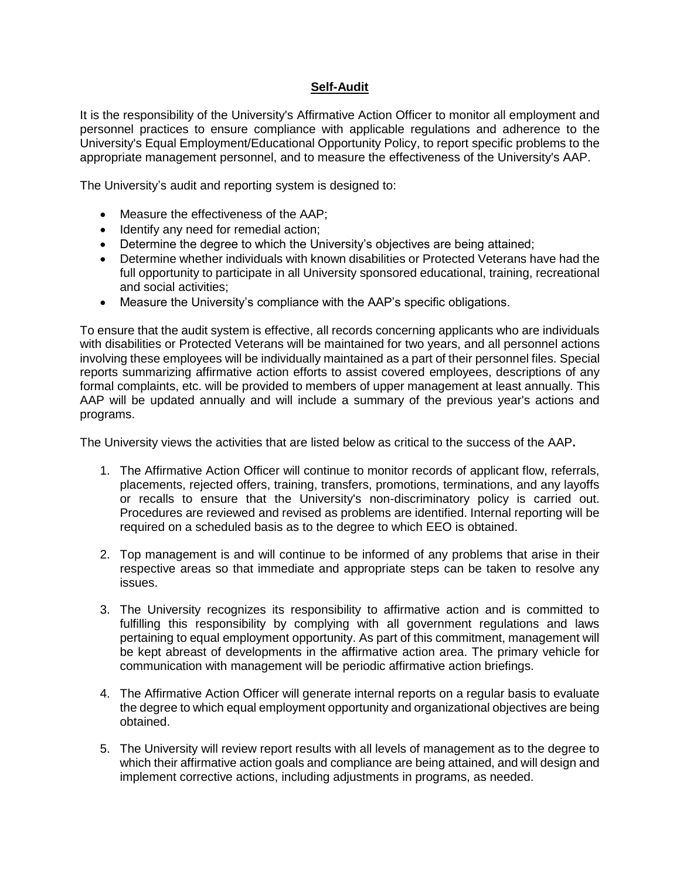## **Self-Audit**

It is the responsibility of the University's Affirmative Action Officer to monitor all employment and personnel practices to ensure compliance with applicable regulations and adherence to the University's Equal Employment/Educational Opportunity Policy, to report specific problems to the appropriate management personnel, and to measure the effectiveness of the University's AAP.

The University's audit and reporting system is designed to:

- Measure the effectiveness of the AAP;
- Identify any need for remedial action;
- Determine the degree to which the University's objectives are being attained;
- Determine whether individuals with known disabilities or Protected Veterans have had the full opportunity to participate in all University sponsored educational, training, recreational and social activities;
- Measure the University's compliance with the AAP's specific obligations.

To ensure that the audit system is effective, all records concerning applicants who are individuals with disabilities or Protected Veterans will be maintained for two years, and all personnel actions involving these employees will be individually maintained as a part of their personnel files. Special reports summarizing affirmative action efforts to assist covered employees, descriptions of any formal complaints, etc. will be provided to members of upper management at least annually. This AAP will be updated annually and will include a summary of the previous year's actions and programs.

The University views the activities that are listed below as critical to the success of the AAP**.**

1. The Affirmative Action Officer will continue to monitor records of applicant flow, referrals, placements, rejected offers, training, transfers, promotions, terminations, and any layoffs or recalls to ensure that the University's non-discriminatory policy is carried out. Procedures are reviewed and revised as problems are identified. Internal reporting will be required on a scheduled basis as to the degree to which EEO is obtained.

2. Top management is and will continue to be informed of any problems that arise in their respective areas so that immediate and appropriate steps can be taken to resolve any issues.

3. The University recognizes its responsibility to affirmative action and is committed to fulfilling this responsibility by complying with all government regulations and laws pertaining to equal employment opportunity. As part of this commitment, management will be kept abreast of developments in the affirmative action area. The primary vehicle for communication with management will be periodic affirmative action briefings.

4. The Affirmative Action Officer will generate internal reports on a regular basis to evaluate the degree to which equal employment opportunity and organizational objectives are being obtained.

5. The University will review report results with all levels of management as to the degree to which their affirmative action goals and compliance are being attained, and will design and implement corrective actions, including adjustments in programs, as needed.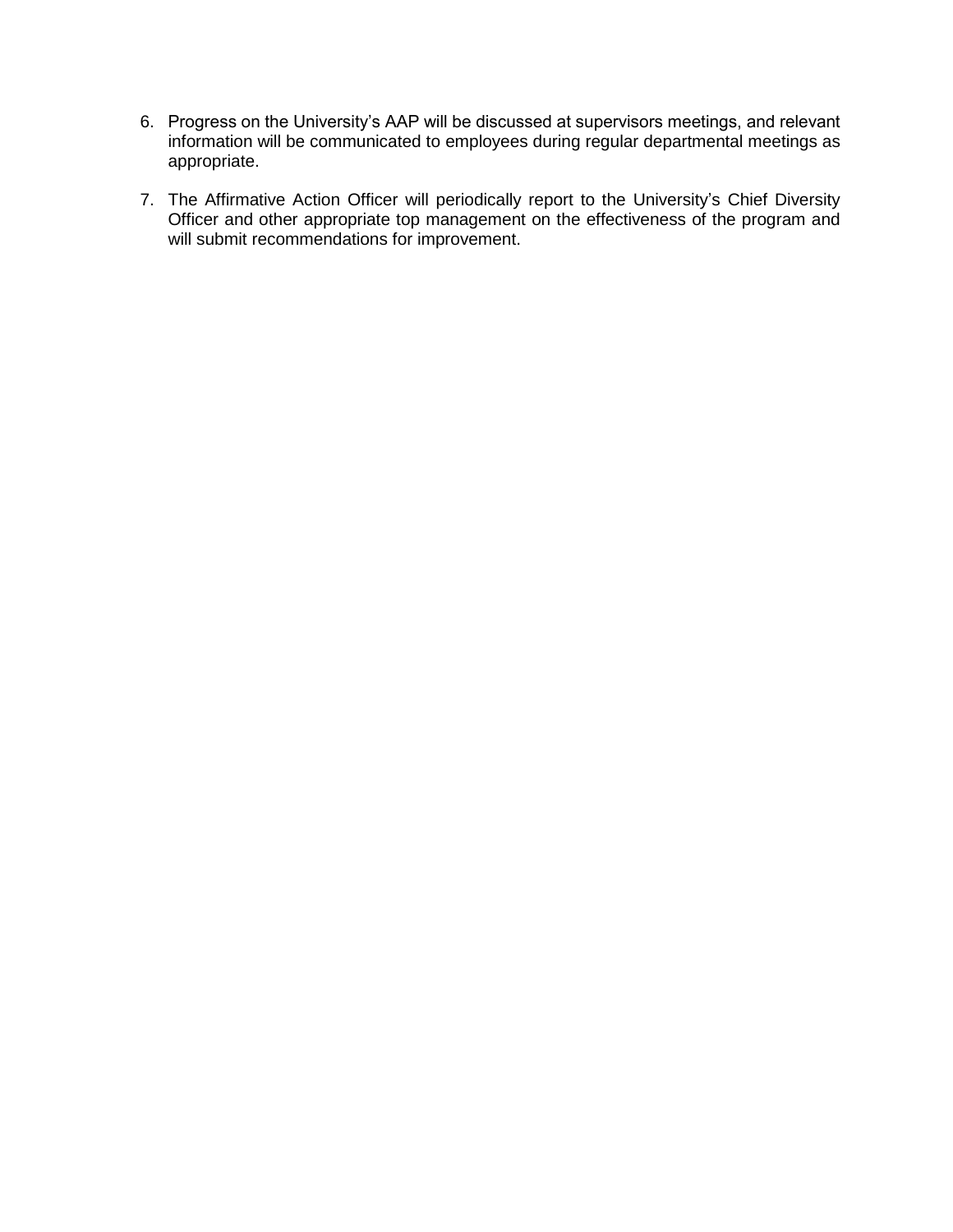6. Progress on the University's AAP will be discussed at supervisors meetings, and relevant information will be communicated to employees during regular departmental meetings as appropriate.

7. The Affirmative Action Officer will periodically report to the University's Chief Diversity Officer and other appropriate top management on the effectiveness of the program and will submit recommendations for improvement.